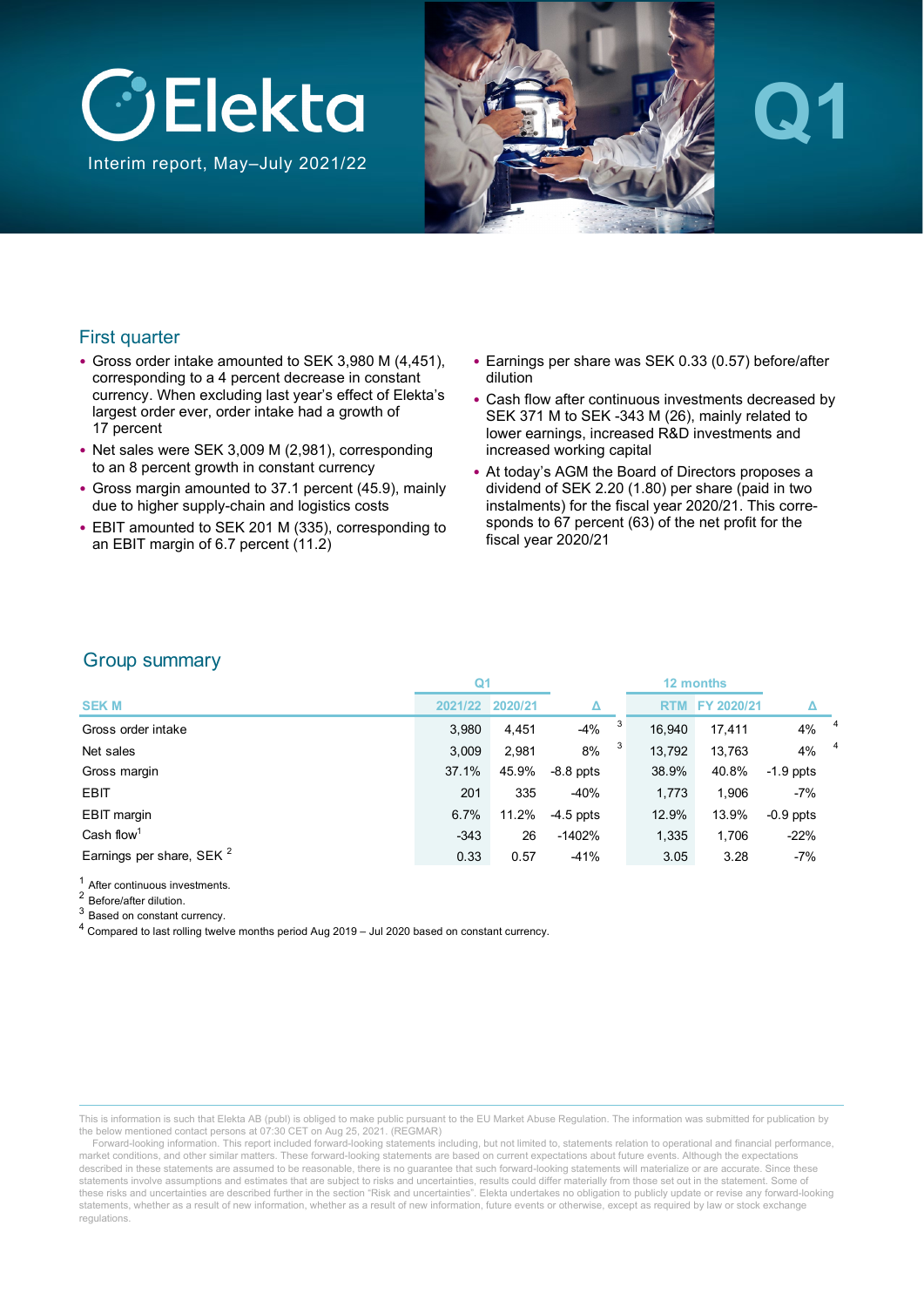# Elekta

Interim report, May–July 2021/22

Q1

## First quarter

- Gross order intake amounted to SEK 3,980 M (4,451), corresponding to a 4 percent decrease in constant currency. When excluding last year's effect of Elekta's largest order ever, order intake had a growth of 17 percent
- Net sales were SEK 3,009 M (2,981), corresponding to an 8 percent growth in constant currency
- Gross margin amounted to 37.1 percent (45.9), mainly due to higher supply-chain and logistics costs
- EBIT amounted to SEK 201 M (335), corresponding to an EBIT margin of 6.7 percent (11.2)
- Earnings per share was SEK 0.33 (0.57) before/after dilution
- Cash flow after continuous investments decreased by SEK 371 M to SEK -343 M (26), mainly related to lower earnings, increased R&D investments and increased working capital
- At today's AGM the Board of Directors proposes a dividend of SEK 2.20 (1.80) per share (paid in two instalments) for the fiscal year 2020/21. This corresponds to 67 percent (63) of the net profit for the fiscal year 2020/21

## Group summary

| | Q1 | | | 12 months | | |
|---|---|---|---|---|---|---|
| SEK M | 2021/22 | 2020/21 | Δ | RTM | FY 2020/21 | Δ |
| Gross order intake | 3,980 | 4,451 | -4% [3] | 16,940 | 17,411 | 4% [4] |
| Net sales | 3,009 | 2,981 | 8% [3] | 13,792 | 13,763 | 4% [4] |
| Gross margin | 37.1% | 45.9% | -8.8 ppts | 38.9% | 40.8% | -1.9 ppts |
| EBIT | 201 | 335 | -40% | 1,773 | 1,906 | -7% |
| EBIT margin | 6.7% | 11.2% | -4.5 ppts | 12.9% | 13.9% | -0.9 ppts |
| Cash flow[1] | -343 | 26 | -1402% | 1,335 | 1,706 | -22% |
| Earnings per share, SEK [2] | 0.33 | 0.57 | -41% | 3.05 | 3.28 | -7% |

[1] After continuous investments.
[2] Before/after dilution.
[3] Based on constant currency.
[4] Compared to last rolling twelve months period Aug 2019 – Jul 2020 based on constant currency.

This is information is such that Elekta AB (publ) is obliged to make public pursuant to the EU Market Abuse Regulation. The information was submitted for publication by the below mentioned contact persons at 07:30 CET on Aug 25, 2021. (REGMAR)

Forward-looking information. This report included forward-looking statements including, but not limited to, statements relation to operational and financial performance, market conditions, and other similar matters. These forward-looking statements are based on current expectations about future events. Although the expectations described in these statements are assumed to be reasonable, there is no guarantee that such forward-looking statements will materialize or are accurate. Since these statements involve assumptions and estimates that are subject to risks and uncertainties, results could differ materially from those set out in the statement. Some of these risks and uncertainties are described further in the section "Risk and uncertainties". Elekta undertakes no obligation to publicly update or revise any forward-looking statements, whether as a result of new information, whether as a result of new information, future events or otherwise, except as required by law or stock exchange regulations.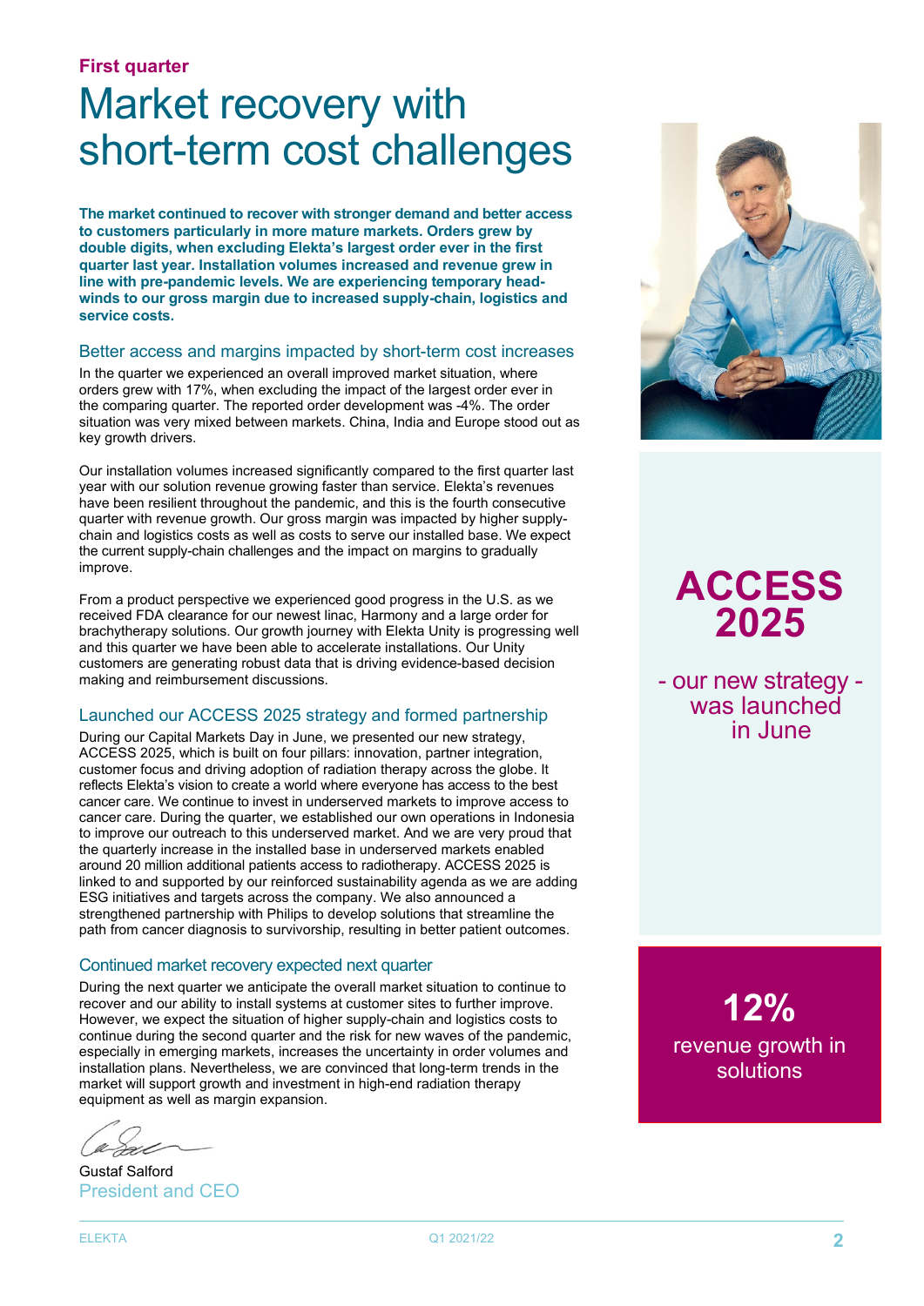**First quarter**

# Market recovery with short-term cost challenges

**The market continued to recover with stronger demand and better access to customers particularly in more mature markets. Orders grew by double digits, when excluding Elekta's largest order ever in the first quarter last year. Installation volumes increased and revenue grew in line with pre-pandemic levels. We are experiencing temporary head-winds to our gross margin due to increased supply-chain, logistics and service costs.**

## Better access and margins impacted by short-term cost increases

In the quarter we experienced an overall improved market situation, where orders grew with 17%, when excluding the impact of the largest order ever in the comparing quarter. The reported order development was -4%. The order situation was very mixed between markets. China, India and Europe stood out as key growth drivers.

Our installation volumes increased significantly compared to the first quarter last year with our solution revenue growing faster than service. Elekta's revenues have been resilient throughout the pandemic, and this is the fourth consecutive quarter with revenue growth. Our gross margin was impacted by higher supply-chain and logistics costs as well as costs to serve our installed base. We expect the current supply-chain challenges and the impact on margins to gradually improve.

From a product perspective we experienced good progress in the U.S. as we received FDA clearance for our newest linac, Harmony and a large order for brachytherapy solutions. Our growth journey with Elekta Unity is progressing well and this quarter we have been able to accelerate installations. Our Unity customers are generating robust data that is driving evidence-based decision making and reimbursement discussions.

## Launched our ACCESS 2025 strategy and formed partnership

During our Capital Markets Day in June, we presented our new strategy, ACCESS 2025, which is built on four pillars: innovation, partner integration, customer focus and driving adoption of radiation therapy across the globe. It reflects Elekta's vision to create a world where everyone has access to the best cancer care. We continue to invest in underserved markets to improve access to cancer care. During the quarter, we established our own operations in Indonesia to improve our outreach to this underserved market. And we are very proud that the quarterly increase in the installed base in underserved markets enabled around 20 million additional patients access to radiotherapy. ACCESS 2025 is linked to and supported by our reinforced sustainability agenda as we are adding ESG initiatives and targets across the company. We also announced a strengthened partnership with Philips to develop solutions that streamline the path from cancer diagnosis to survivorship, resulting in better patient outcomes.

## Continued market recovery expected next quarter

During the next quarter we anticipate the overall market situation to continue to recover and our ability to install systems at customer sites to further improve. However, we expect the situation of higher supply-chain and logistics costs to continue during the second quarter and the risk for new waves of the pandemic, especially in emerging markets, increases the uncertainty in order volumes and installation plans. Nevertheless, we are convinced that long-term trends in the market will support growth and investment in high-end radiation therapy equipment as well as margin expansion.

Gustaf Salford
President and CEO

**ACCESS 2025**

- our new strategy - was launched in June

**12%**

revenue growth in solutions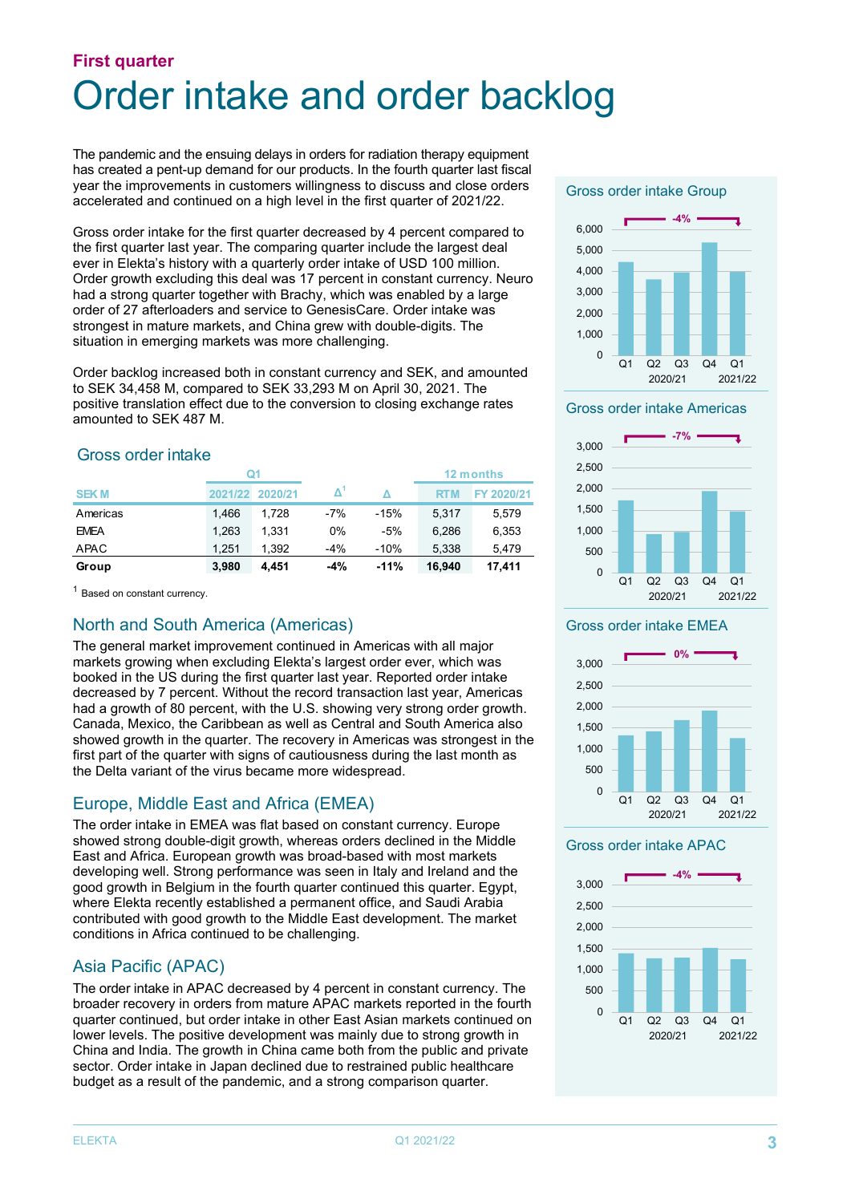## First quarter

# Order intake and order backlog

The pandemic and the ensuing delays in orders for radiation therapy equipment has created a pent-up demand for our products. In the fourth quarter last fiscal year the improvements in customers willingness to discuss and close orders accelerated and continued on a high level in the first quarter of 2021/22.

Gross order intake for the first quarter decreased by 4 percent compared to the first quarter last year. The comparing quarter include the largest deal ever in Elekta's history with a quarterly order intake of USD 100 million. Order growth excluding this deal was 17 percent in constant currency. Neuro had a strong quarter together with Brachy, which was enabled by a large order of 27 afterloaders and service to GenesisCare. Order intake was strongest in mature markets, and China grew with double-digits. The situation in emerging markets was more challenging.

Order backlog increased both in constant currency and SEK, and amounted to SEK 34,458 M, compared to SEK 33,293 M on April 30, 2021. The positive translation effect due to the conversion to closing exchange rates amounted to SEK 487 M.

### Gross order intake

| | Q1 | | | | 12 months | |
|---|---|---|---|---|---|---|
| SEK M | 2021/22 | 2020/21 | Δ[1] | Δ | RTM | FY 2020/21 |
| Americas | 1,466 | 1,728 | -7% | -15% | 5,317 | 5,579 |
| EMEA | 1,263 | 1,331 | 0% | -5% | 6,286 | 6,353 |
| APAC | 1,251 | 1,392 | -4% | -10% | 5,338 | 5,479 |
| **Group** | **3,980** | **4,451** | **-4%** | **-11%** | **16,940** | **17,411** |

[1] Based on constant currency.

### North and South America (Americas)

The general market improvement continued in Americas with all major markets growing when excluding Elekta's largest order ever, which was booked in the US during the first quarter last year. Reported order intake decreased by 7 percent. Without the record transaction last year, Americas had a growth of 80 percent, with the U.S. showing very strong order growth. Canada, Mexico, the Caribbean as well as Central and South America also showed growth in the quarter. The recovery in Americas was strongest in the first part of the quarter with signs of cautiousness during the last month as the Delta variant of the virus became more widespread.

### Europe, Middle East and Africa (EMEA)

The order intake in EMEA was flat based on constant currency. Europe showed strong double-digit growth, whereas orders declined in the Middle East and Africa. European growth was broad-based with most markets developing well. Strong performance was seen in Italy and Ireland and the good growth in Belgium in the fourth quarter continued this quarter. Egypt, where Elekta recently established a permanent office, and Saudi Arabia contributed with good growth to the Middle East development. The market conditions in Africa continued to be challenging.

### Asia Pacific (APAC)

The order intake in APAC decreased by 4 percent in constant currency. The broader recovery in orders from mature APAC markets reported in the fourth quarter continued, but order intake in other East Asian markets continued on lower levels. The positive development was mainly due to strong growth in China and India. The growth in China came both from the public and private sector. Order intake in Japan declined due to restrained public healthcare budget as a result of the pandemic, and a strong comparison quarter.

### Gross order intake Group

-4%

Q1, Q2, Q3, Q4 2020/21; Q1 2021/22

### Gross order intake Americas

-7%

Q1, Q2, Q3, Q4 2020/21; Q1 2021/22

### Gross order intake EMEA

0%

Q1, Q2, Q3, Q4 2020/21; Q1 2021/22

### Gross order intake APAC

-4%

Q1, Q2, Q3, Q4 2020/21; Q1 2021/22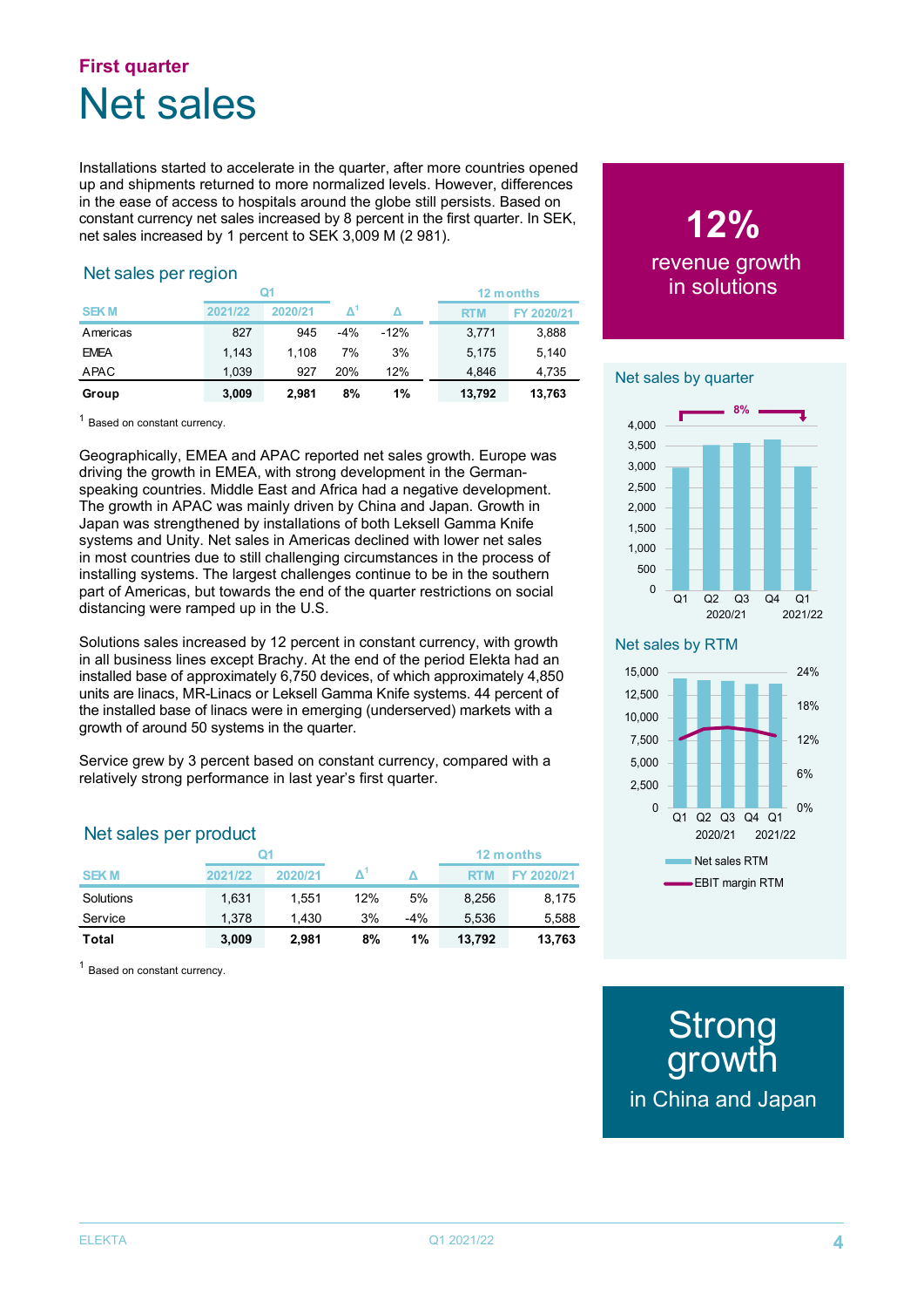## First quarter

# Net sales

Installations started to accelerate in the quarter, after more countries opened up and shipments returned to more normalized levels. However, differences in the ease of access to hospitals around the globe still persists. Based on constant currency net sales increased by 8 percent in the first quarter. In SEK, net sales increased by 1 percent to SEK 3,009 M (2 981).

### Net sales per region

| | Q1 | | | | 12 months | |
|---|---|---|---|---|---|---|
| SEK M | 2021/22 | 2020/21 | Δ[1] | Δ | RTM | FY 2020/21 |
| Americas | 827 | 945 | -4% | -12% | 3,771 | 3,888 |
| EMEA | 1,143 | 1,108 | 7% | 3% | 5,175 | 5,140 |
| APAC | 1,039 | 927 | 20% | 12% | 4,846 | 4,735 |
| **Group** | **3,009** | **2,981** | **8%** | **1%** | **13,792** | **13,763** |

[1] Based on constant currency.

Geographically, EMEA and APAC reported net sales growth. Europe was driving the growth in EMEA, with strong development in the German-speaking countries. Middle East and Africa had a negative development. The growth in APAC was mainly driven by China and Japan. Growth in Japan was strengthened by installations of both Leksell Gamma Knife systems and Unity. Net sales in Americas declined with lower net sales in most countries due to still challenging circumstances in the process of installing systems. The largest challenges continue to be in the southern part of Americas, but towards the end of the quarter restrictions on social distancing were ramped up in the U.S.

Solutions sales increased by 12 percent in constant currency, with growth in all business lines except Brachy. At the end of the period Elekta had an installed base of approximately 6,750 devices, of which approximately 4,850 units are linacs, MR-Linacs or Leksell Gamma Knife systems. 44 percent of the installed base of linacs were in emerging (underserved) markets with a growth of around 50 systems in the quarter.

Service grew by 3 percent based on constant currency, compared with a relatively strong performance in last year's first quarter.

### Net sales per product

| | Q1 | | | | 12 months | |
|---|---|---|---|---|---|---|
| SEK M | 2021/22 | 2020/21 | Δ[1] | Δ | RTM | FY 2020/21 |
| Solutions | 1,631 | 1,551 | 12% | 5% | 8,256 | 8,175 |
| Service | 1,378 | 1,430 | 3% | -4% | 5,536 | 5,588 |
| **Total** | **3,009** | **2,981** | **8%** | **1%** | **13,792** | **13,763** |

[1] Based on constant currency.

**12%** revenue growth in solutions

### Net sales by quarter

8%

Q1, Q2, Q3, Q4 2020/21; Q1 2021/22

### Net sales by RTM

Q1, Q2, Q3, Q4 2020/21; Q1 2021/22

Net sales RTM
EBIT margin RTM

**Strong growth** in China and Japan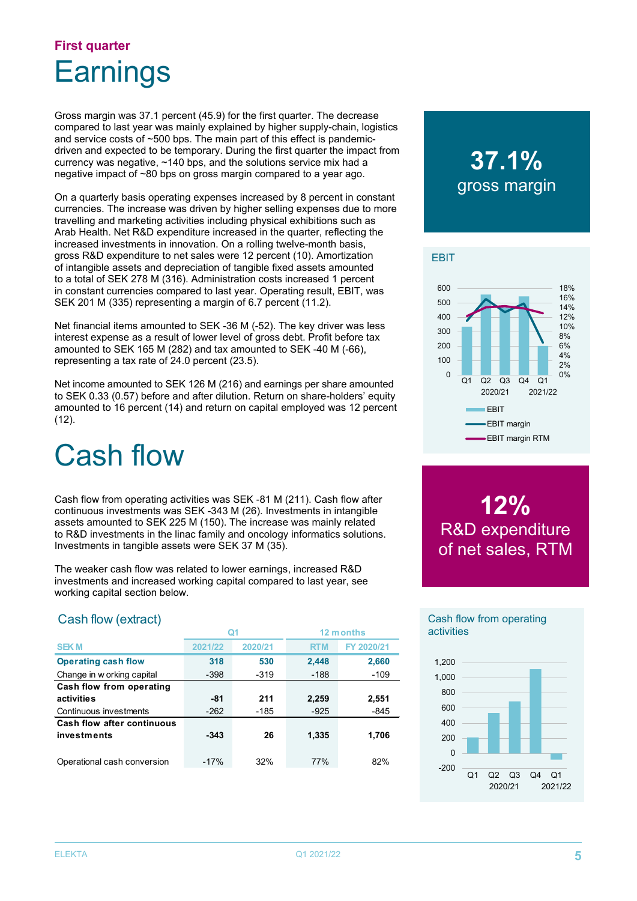## First quarter

# Earnings

Gross margin was 37.1 percent (45.9) for the first quarter. The decrease compared to last year was mainly explained by higher supply-chain, logistics and service costs of ~500 bps. The main part of this effect is pandemic-driven and expected to be temporary. During the first quarter the impact from currency was negative, ~140 bps, and the solutions service mix had a negative impact of ~80 bps on gross margin compared to a year ago.

On a quarterly basis operating expenses increased by 8 percent in constant currencies. The increase was driven by higher selling expenses due to more travelling and marketing activities including physical exhibitions such as Arab Health. Net R&D expenditure increased in the quarter, reflecting the increased investments in innovation. On a rolling twelve-month basis, gross R&D expenditure to net sales were 12 percent (10). Amortization of intangible assets and depreciation of tangible fixed assets amounted to a total of SEK 278 M (316). Administration costs increased 1 percent in constant currencies compared to last year. Operating result, EBIT, was SEK 201 M (335) representing a margin of 6.7 percent (11.2).

Net financial items amounted to SEK -36 M (-52). The key driver was less interest expense as a result of lower level of gross debt. Profit before tax amounted to SEK 165 M (282) and tax amounted to SEK -40 M (-66), representing a tax rate of 24.0 percent (23.5).

Net income amounted to SEK 126 M (216) and earnings per share amounted to SEK 0.33 (0.57) before and after dilution. Return on share-holders' equity amounted to 16 percent (14) and return on capital employed was 12 percent (12).

**37.1%**
gross margin

EBIT

**12%**
R&D expenditure of net sales, RTM

# Cash flow

Cash flow from operating activities was SEK -81 M (211). Cash flow after continuous investments was SEK -343 M (26). Investments in intangible assets amounted to SEK 225 M (150). The increase was mainly related to R&D investments in the linac family and oncology informatics solutions. Investments in tangible assets were SEK 37 M (35).

The weaker cash flow was related to lower earnings, increased R&D investments and increased working capital compared to last year, see working capital section below.

### Cash flow (extract)

| | Q1 | | 12 months | |
|---|---|---|---|---|
| SEK M | 2021/22 | 2020/21 | RTM | FY 2020/21 |
| **Operating cash flow** | **318** | **530** | **2,448** | **2,660** |
| Change in working capital | -398 | -319 | -188 | -109 |
| **Cash flow from operating activities** | **-81** | **211** | **2,259** | **2,551** |
| Continuous investments | -262 | -185 | -925 | -845 |
| **Cash flow after continuous investments** | **-343** | **26** | **1,335** | **1,706** |
| Operational cash conversion | -17% | 32% | 77% | 82% |

Cash flow from operating activities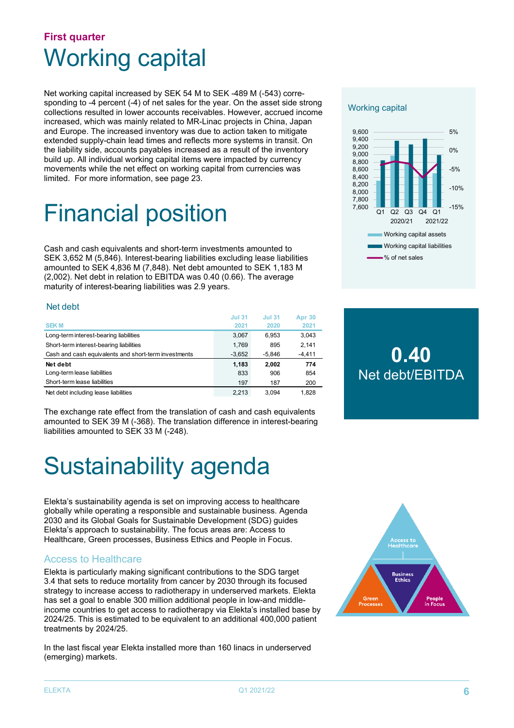## First quarter

# Working capital

Net working capital increased by SEK 54 M to SEK -489 M (-543) corresponding to -4 percent (-4) of net sales for the year. On the asset side strong collections resulted in lower accounts receivables. However, accrued income increased, which was mainly related to MR-Linac projects in China, Japan and Europe. The increased inventory was due to action taken to mitigate extended supply-chain lead times and reflects more systems in transit. On the liability side, accounts payables increased as a result of the inventory build up. All individual working capital items were impacted by currency movements while the net effect on working capital from currencies was limited. For more information, see page 23.

Working capital

# Financial position

Cash and cash equivalents and short-term investments amounted to SEK 3,652 M (5,846). Interest-bearing liabilities excluding lease liabilities amounted to SEK 4,836 M (7,848). Net debt amounted to SEK 1,183 M (2,002). Net debt in relation to EBITDA was 0.40 (0.66). The average maturity of interest-bearing liabilities was 2.9 years.

Net debt

| SEK M | Jul 31 2021 | Jul 31 2020 | Apr 30 2021 |
|---|---|---|---|
| Long-term interest-bearing liabilities | 3,067 | 6,953 | 3,043 |
| Short-term interest-bearing liabilities | 1,769 | 895 | 2,141 |
| Cash and cash equivalents and short-term investments | -3,652 | -5,846 | -4,411 |
| **Net debt** | **1,183** | **2,002** | **774** |
| Long-term lease liabilities | 833 | 906 | 854 |
| Short-term lease liabilities | 197 | 187 | 200 |
| Net debt including lease liabilities | 2,213 | 3,094 | 1,828 |

**0.40**
Net debt/EBITDA

The exchange rate effect from the translation of cash and cash equivalents amounted to SEK 39 M (-368). The translation difference in interest-bearing liabilities amounted to SEK 33 M (-248).

# Sustainability agenda

Elekta's sustainability agenda is set on improving access to healthcare globally while operating a responsible and sustainable business. Agenda 2030 and its Global Goals for Sustainable Development (SDG) guides Elekta's approach to sustainability. The focus areas are: Access to Healthcare, Green processes, Business Ethics and People in Focus.

## Access to Healthcare

Elekta is particularly making significant contributions to the SDG target 3.4 that sets to reduce mortality from cancer by 2030 through its focused strategy to increase access to radiotherapy in underserved markets. Elekta has set a goal to enable 300 million additional people in low-and middle-income countries to get access to radiotherapy via Elekta's installed base by 2024/25. This is estimated to be equivalent to an additional 400,000 patient treatments by 2024/25.

In the last fiscal year Elekta installed more than 160 linacs in underserved (emerging) markets.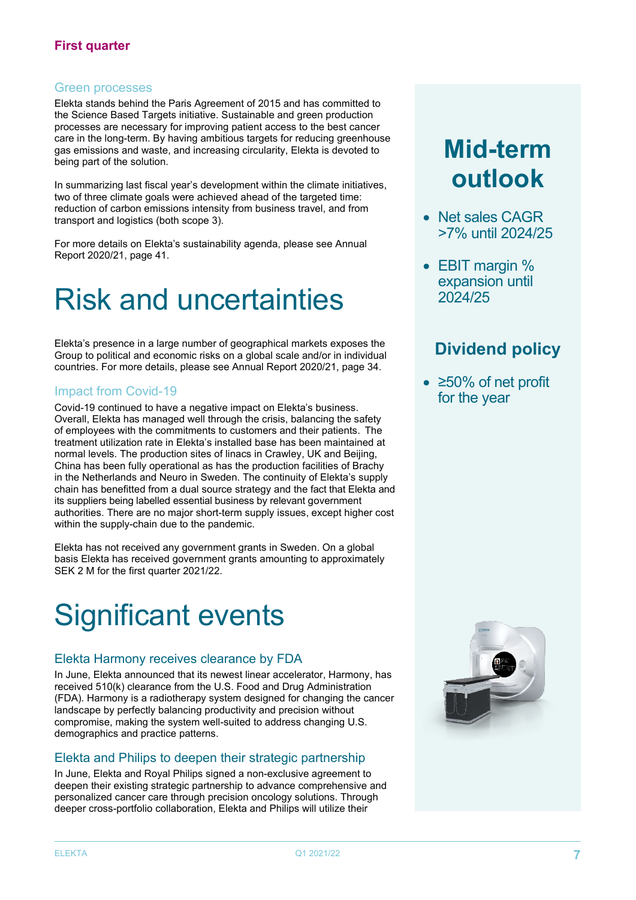## Green processes

Elekta stands behind the Paris Agreement of 2015 and has committed to the Science Based Targets initiative. Sustainable and green production processes are necessary for improving patient access to the best cancer care in the long-term. By having ambitious targets for reducing greenhouse gas emissions and waste, and increasing circularity, Elekta is devoted to being part of the solution.

In summarizing last fiscal year's development within the climate initiatives, two of three climate goals were achieved ahead of the targeted time: reduction of carbon emissions intensity from business travel, and from transport and logistics (both scope 3).

For more details on Elekta's sustainability agenda, please see Annual Report 2020/21, page 41.

# Risk and uncertainties

Elekta's presence in a large number of geographical markets exposes the Group to political and economic risks on a global scale and/or in individual countries. For more details, please see Annual Report 2020/21, page 34.

## Impact from Covid-19

Covid-19 continued to have a negative impact on Elekta's business. Overall, Elekta has managed well through the crisis, balancing the safety of employees with the commitments to customers and their patients. The treatment utilization rate in Elekta's installed base has been maintained at normal levels. The production sites of linacs in Crawley, UK and Beijing, China has been fully operational as has the production facilities of Brachy in the Netherlands and Neuro in Sweden. The continuity of Elekta's supply chain has benefitted from a dual source strategy and the fact that Elekta and its suppliers being labelled essential business by relevant government authorities. There are no major short-term supply issues, except higher cost within the supply-chain due to the pandemic.

Elekta has not received any government grants in Sweden. On a global basis Elekta has received government grants amounting to approximately SEK 2 M for the first quarter 2021/22.

# Significant events

## Elekta Harmony receives clearance by FDA

In June, Elekta announced that its newest linear accelerator, Harmony, has received 510(k) clearance from the U.S. Food and Drug Administration (FDA). Harmony is a radiotherapy system designed for changing the cancer landscape by perfectly balancing productivity and precision without compromise, making the system well-suited to address changing U.S. demographics and practice patterns.

## Elekta and Philips to deepen their strategic partnership

In June, Elekta and Royal Philips signed a non-exclusive agreement to deepen their existing strategic partnership to advance comprehensive and personalized cancer care through precision oncology solutions. Through deeper cross-portfolio collaboration, Elekta and Philips will utilize their

# Mid-term outlook

- Net sales CAGR >7% until 2024/25
- EBIT margin % expansion until 2024/25

## Dividend policy

- ≥50% of net profit for the year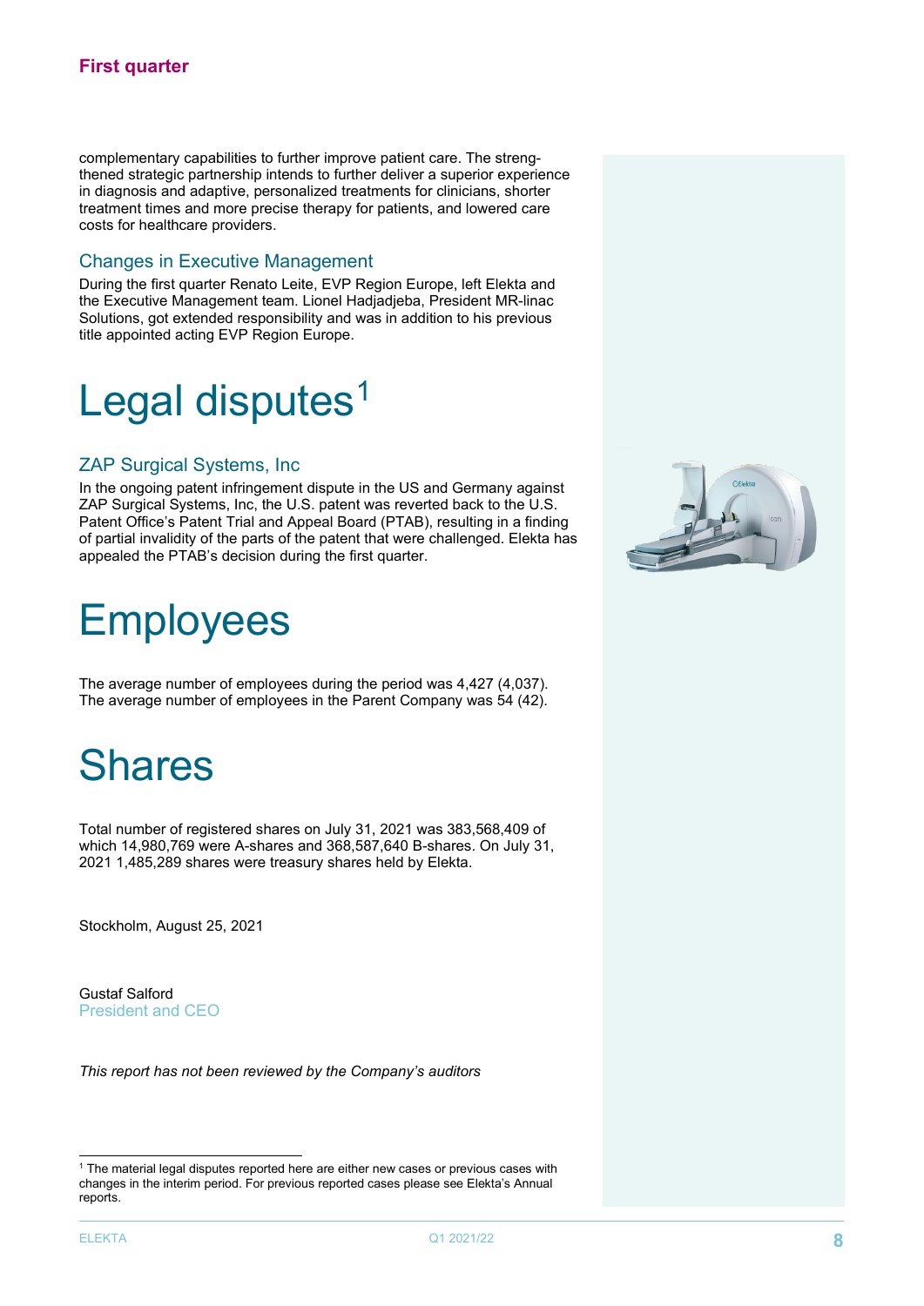complementary capabilities to further improve patient care. The strengthened strategic partnership intends to further deliver a superior experience in diagnosis and adaptive, personalized treatments for clinicians, shorter treatment times and more precise therapy for patients, and lowered care costs for healthcare providers.

### Changes in Executive Management

During the first quarter Renato Leite, EVP Region Europe, left Elekta and the Executive Management team. Lionel Hadjadjeba, President MR-linac Solutions, got extended responsibility and was in addition to his previous title appointed acting EVP Region Europe.

# Legal disputes[1]

### ZAP Surgical Systems, Inc

In the ongoing patent infringement dispute in the US and Germany against ZAP Surgical Systems, Inc, the U.S. patent was reverted back to the U.S. Patent Office's Patent Trial and Appeal Board (PTAB), resulting in a finding of partial invalidity of the parts of the patent that were challenged. Elekta has appealed the PTAB's decision during the first quarter.

# Employees

The average number of employees during the period was 4,427 (4,037). The average number of employees in the Parent Company was 54 (42).

# Shares

Total number of registered shares on July 31, 2021 was 383,568,409 of which 14,980,769 were A-shares and 368,587,640 B-shares. On July 31, 2021 1,485,289 shares were treasury shares held by Elekta.

Stockholm, August 25, 2021

Gustaf Salford
President and CEO

*This report has not been reviewed by the Company's auditors*

[1] The material legal disputes reported here are either new cases or previous cases with changes in the interim period. For previous reported cases please see Elekta's Annual reports.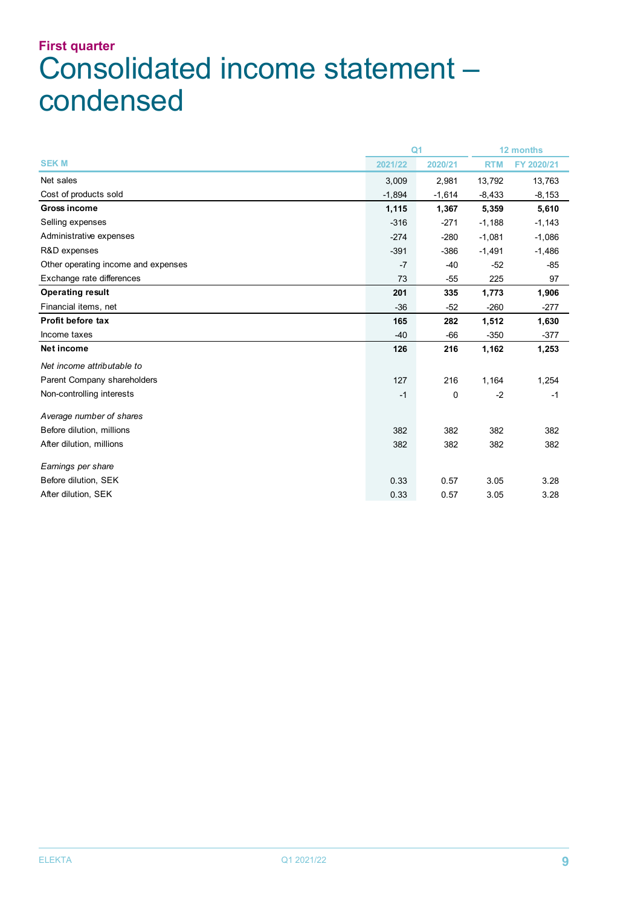**First quarter**

# Consolidated income statement – condensed

| SEK M | Q1 2021/22 | Q1 2020/21 | 12 months RTM | 12 months FY 2020/21 |
|---|---|---|---|---|
| Net sales | 3,009 | 2,981 | 13,792 | 13,763 |
| Cost of products sold | -1,894 | -1,614 | -8,433 | -8,153 |
| **Gross income** | **1,115** | **1,367** | **5,359** | **5,610** |
| Selling expenses | -316 | -271 | -1,188 | -1,143 |
| Administrative expenses | -274 | -280 | -1,081 | -1,086 |
| R&D expenses | -391 | -386 | -1,491 | -1,486 |
| Other operating income and expenses | -7 | -40 | -52 | -85 |
| Exchange rate differences | 73 | -55 | 225 | 97 |
| **Operating result** | **201** | **335** | **1,773** | **1,906** |
| Financial items, net | -36 | -52 | -260 | -277 |
| **Profit before tax** | **165** | **282** | **1,512** | **1,630** |
| Income taxes | -40 | -66 | -350 | -377 |
| **Net income** | **126** | **216** | **1,162** | **1,253** |
| *Net income attributable to* | | | | |
| Parent Company shareholders | 127 | 216 | 1,164 | 1,254 |
| Non-controlling interests | -1 | 0 | -2 | -1 |
| *Average number of shares* | | | | |
| Before dilution, millions | 382 | 382 | 382 | 382 |
| After dilution, millions | 382 | 382 | 382 | 382 |
| *Earnings per share* | | | | |
| Before dilution, SEK | 0.33 | 0.57 | 3.05 | 3.28 |
| After dilution, SEK | 0.33 | 0.57 | 3.05 | 3.28 |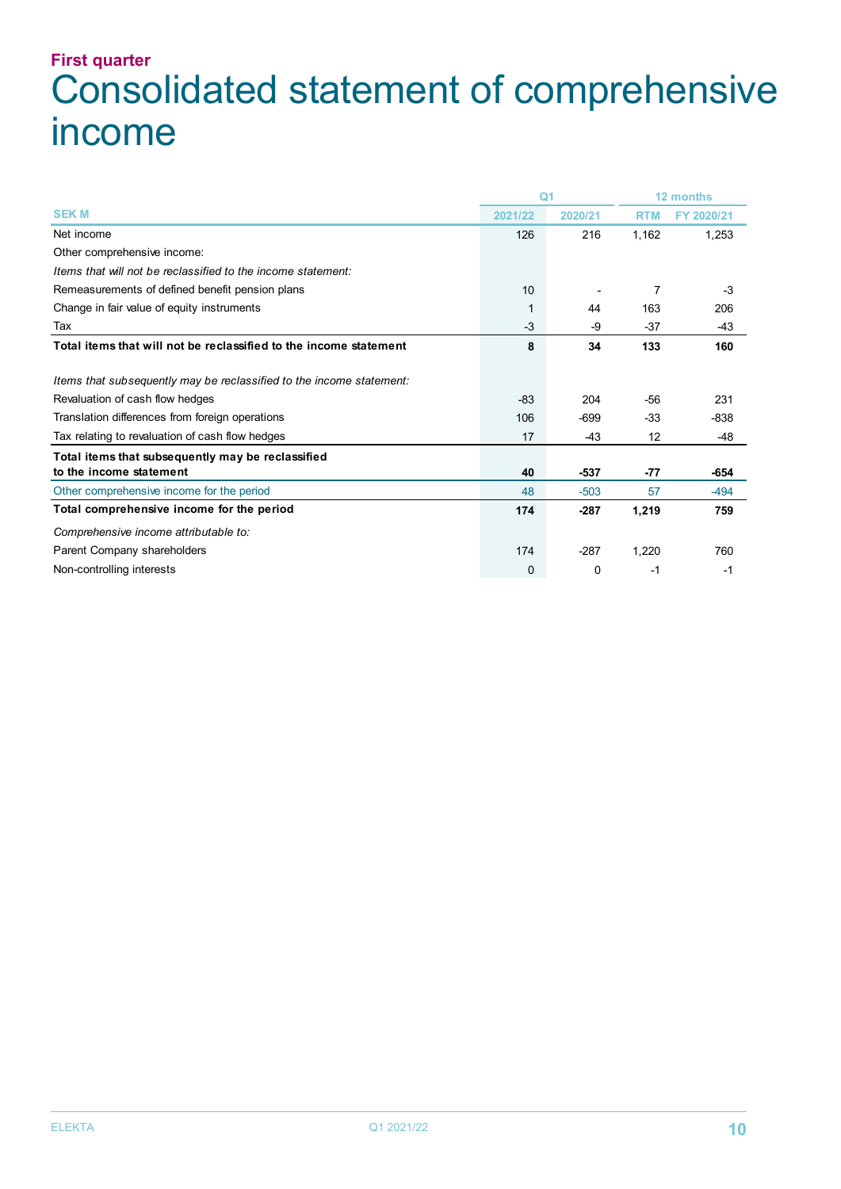**First quarter**

# Consolidated statement of comprehensive income

| | Q1 | | 12 months | |
|---|---|---|---|---|
| SEK M | 2021/22 | 2020/21 | RTM | FY 2020/21 |
| Net income | 126 | 216 | 1,162 | 1,253 |
| Other comprehensive income: | | | | |
| *Items that will not be reclassified to the income statement:* | | | | |
| Remeasurements of defined benefit pension plans | 10 | - | 7 | -3 |
| Change in fair value of equity instruments | 1 | 44 | 163 | 206 |
| Tax | -3 | -9 | -37 | -43 |
| **Total items that will not be reclassified to the income statement** | **8** | **34** | **133** | **160** |
| *Items that subsequently may be reclassified to the income statement:* | | | | |
| Revaluation of cash flow hedges | -83 | 204 | -56 | 231 |
| Translation differences from foreign operations | 106 | -699 | -33 | -838 |
| Tax relating to revaluation of cash flow hedges | 17 | -43 | 12 | -48 |
| **Total items that subsequently may be reclassified to the income statement** | **40** | **-537** | **-77** | **-654** |
| Other comprehensive income for the period | 48 | -503 | 57 | -494 |
| **Total comprehensive income for the period** | **174** | **-287** | **1,219** | **759** |
| *Comprehensive income attributable to:* | | | | |
| Parent Company shareholders | 174 | -287 | 1,220 | 760 |
| Non-controlling interests | 0 | 0 | -1 | -1 |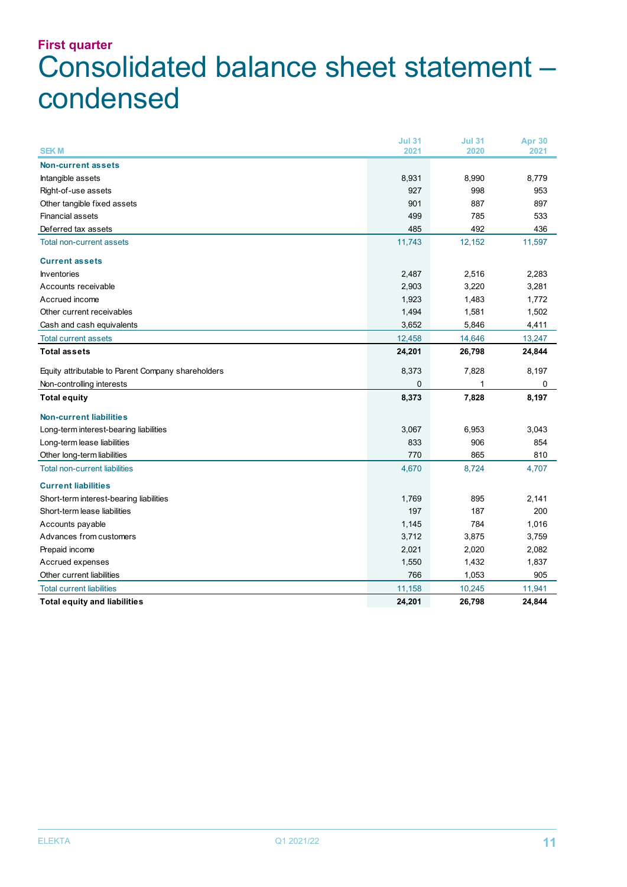**First quarter**

# Consolidated balance sheet statement – condensed

| SEK M | Jul 31 2021 | Jul 31 2020 | Apr 30 2021 |
|---|---|---|---|
| **Non-current assets** | | | |
| Intangible assets | 8,931 | 8,990 | 8,779 |
| Right-of-use assets | 927 | 998 | 953 |
| Other tangible fixed assets | 901 | 887 | 897 |
| Financial assets | 499 | 785 | 533 |
| Deferred tax assets | 485 | 492 | 436 |
| Total non-current assets | 11,743 | 12,152 | 11,597 |
| **Current assets** | | | |
| Inventories | 2,487 | 2,516 | 2,283 |
| Accounts receivable | 2,903 | 3,220 | 3,281 |
| Accrued income | 1,923 | 1,483 | 1,772 |
| Other current receivables | 1,494 | 1,581 | 1,502 |
| Cash and cash equivalents | 3,652 | 5,846 | 4,411 |
| Total current assets | 12,458 | 14,646 | 13,247 |
| **Total assets** | **24,201** | **26,798** | **24,844** |
| Equity attributable to Parent Company shareholders | 8,373 | 7,828 | 8,197 |
| Non-controlling interests | 0 | 1 | 0 |
| **Total equity** | **8,373** | **7,828** | **8,197** |
| **Non-current liabilities** | | | |
| Long-term interest-bearing liabilities | 3,067 | 6,953 | 3,043 |
| Long-term lease liabilities | 833 | 906 | 854 |
| Other long-term liabilities | 770 | 865 | 810 |
| Total non-current liabilities | 4,670 | 8,724 | 4,707 |
| **Current liabilities** | | | |
| Short-term interest-bearing liabilities | 1,769 | 895 | 2,141 |
| Short-term lease liabilities | 197 | 187 | 200 |
| Accounts payable | 1,145 | 784 | 1,016 |
| Advances from customers | 3,712 | 3,875 | 3,759 |
| Prepaid income | 2,021 | 2,020 | 2,082 |
| Accrued expenses | 1,550 | 1,432 | 1,837 |
| Other current liabilities | 766 | 1,053 | 905 |
| Total current liabilities | 11,158 | 10,245 | 11,941 |
| **Total equity and liabilities** | **24,201** | **26,798** | **24,844** |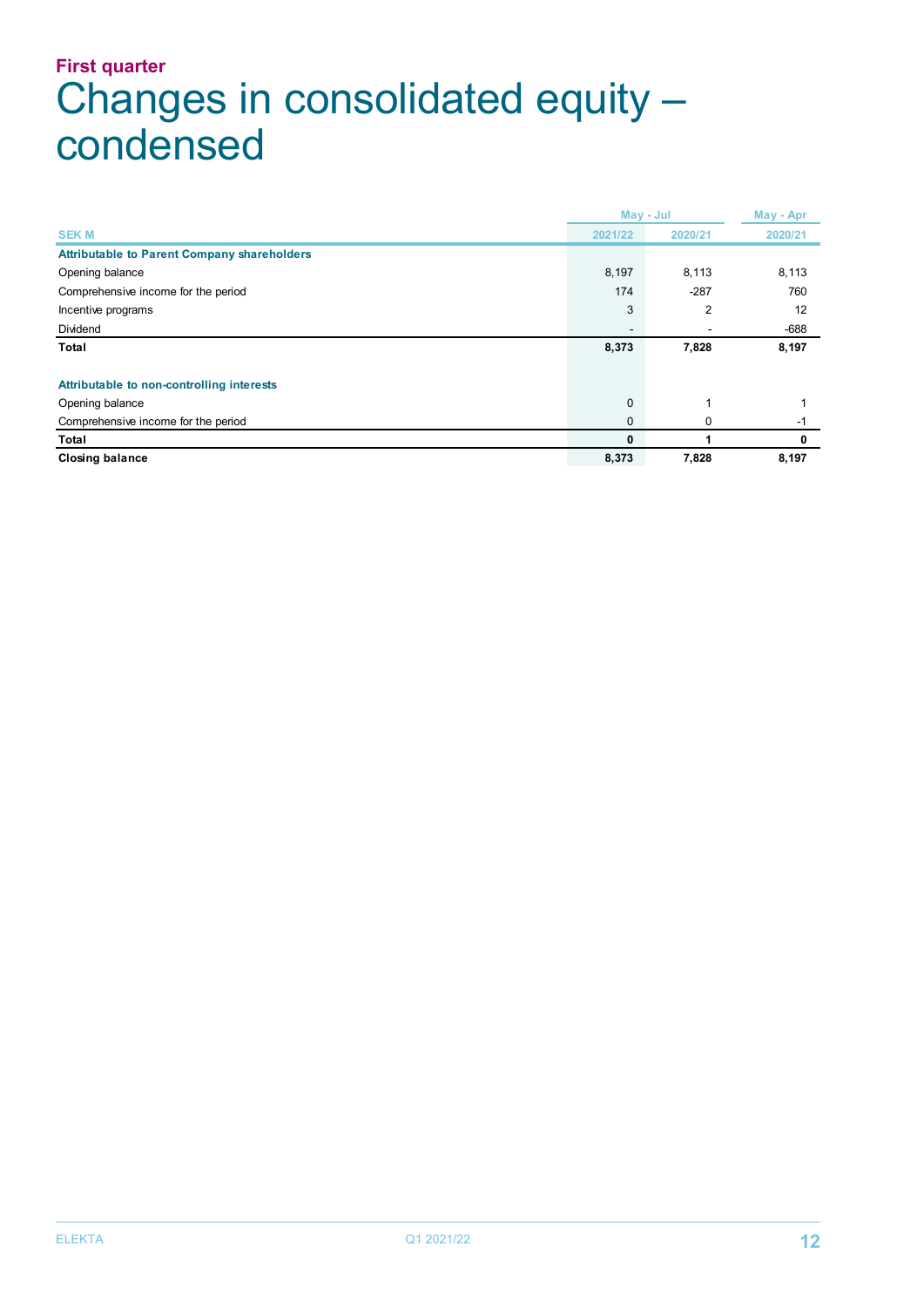**First quarter**

# Changes in consolidated equity – condensed

| SEK M | May - Jul 2021/22 | May - Jul 2020/21 | May - Apr 2020/21 |
|---|---|---|---|
| **Attributable to Parent Company shareholders** | | | |
| Opening balance | 8,197 | 8,113 | 8,113 |
| Comprehensive income for the period | 174 | -287 | 760 |
| Incentive programs | 3 | 2 | 12 |
| Dividend | - | - | -688 |
| **Total** | **8,373** | **7,828** | **8,197** |
| | | | |
| **Attributable to non-controlling interests** | | | |
| Opening balance | 0 | 1 | 1 |
| Comprehensive income for the period | 0 | 0 | -1 |
| **Total** | **0** | **1** | **0** |
| **Closing balance** | **8,373** | **7,828** | **8,197** |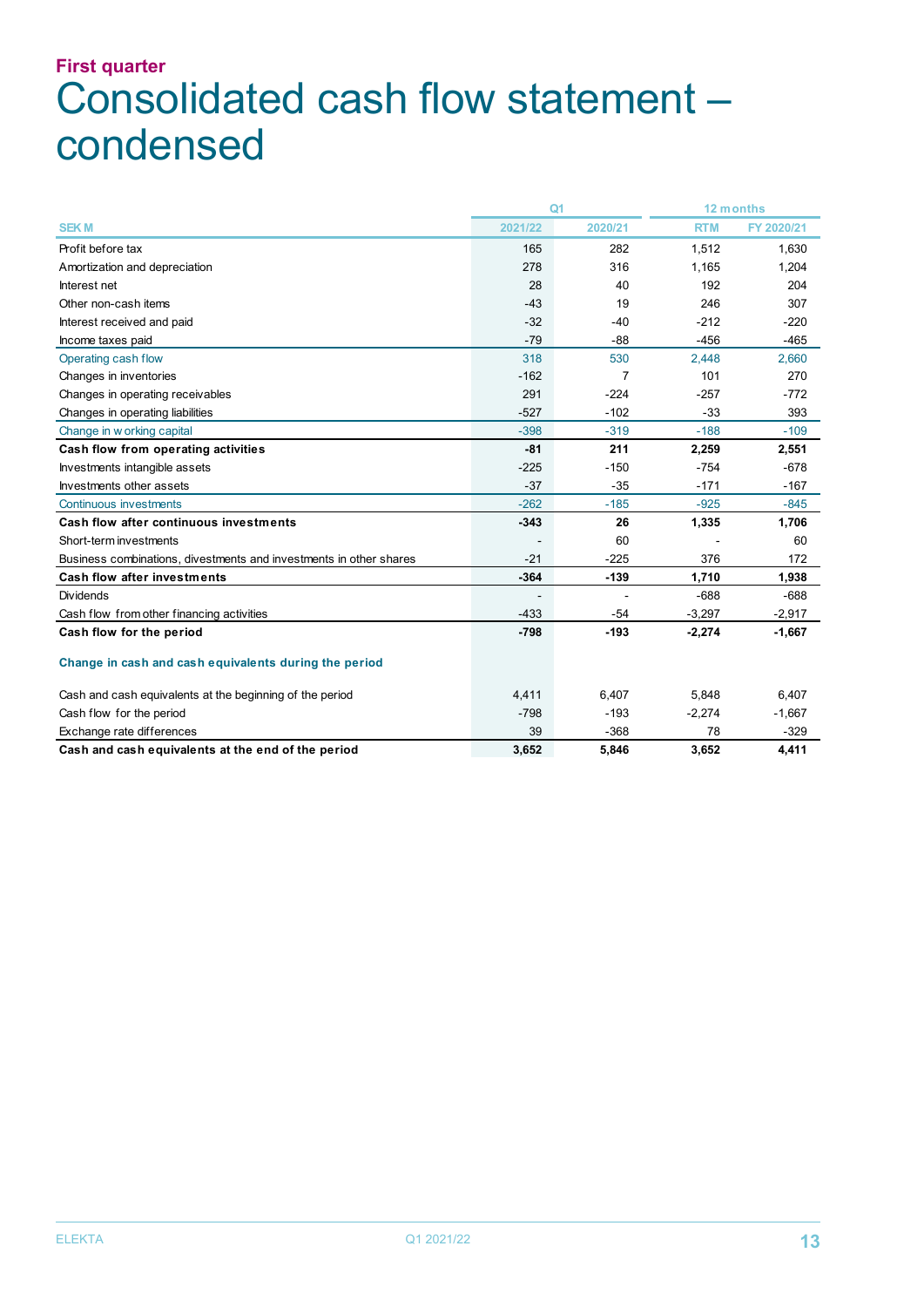**First quarter**

# Consolidated cash flow statement – condensed

| SEK M | Q1 2021/22 | Q1 2020/21 | 12 months RTM | 12 months FY 2020/21 |
|---|---|---|---|---|
| Profit before tax | 165 | 282 | 1,512 | 1,630 |
| Amortization and depreciation | 278 | 316 | 1,165 | 1,204 |
| Interest net | 28 | 40 | 192 | 204 |
| Other non-cash items | -43 | 19 | 246 | 307 |
| Interest received and paid | -32 | -40 | -212 | -220 |
| Income taxes paid | -79 | -88 | -456 | -465 |
| Operating cash flow | 318 | 530 | 2,448 | 2,660 |
| Changes in inventories | -162 | 7 | 101 | 270 |
| Changes in operating receivables | 291 | -224 | -257 | -772 |
| Changes in operating liabilities | -527 | -102 | -33 | 393 |
| Change in working capital | -398 | -319 | -188 | -109 |
| **Cash flow from operating activities** | **-81** | **211** | **2,259** | **2,551** |
| Investments intangible assets | -225 | -150 | -754 | -678 |
| Investments other assets | -37 | -35 | -171 | -167 |
| Continuous investments | -262 | -185 | -925 | -845 |
| **Cash flow after continuous investments** | **-343** | **26** | **1,335** | **1,706** |
| Short-term investments | - | 60 | - | 60 |
| Business combinations, divestments and investments in other shares | -21 | -225 | 376 | 172 |
| **Cash flow after investments** | **-364** | **-139** | **1,710** | **1,938** |
| Dividends | - | - | -688 | -688 |
| Cash flow from other financing activities | -433 | -54 | -3,297 | -2,917 |
| **Cash flow for the period** | **-798** | **-193** | **-2,274** | **-1,667** |
| **Change in cash and cash equivalents during the period** | | | | |
| Cash and cash equivalents at the beginning of the period | 4,411 | 6,407 | 5,848 | 6,407 |
| Cash flow for the period | -798 | -193 | -2,274 | -1,667 |
| Exchange rate differences | 39 | -368 | 78 | -329 |
| **Cash and cash equivalents at the end of the period** | **3,652** | **5,846** | **3,652** | **4,411** |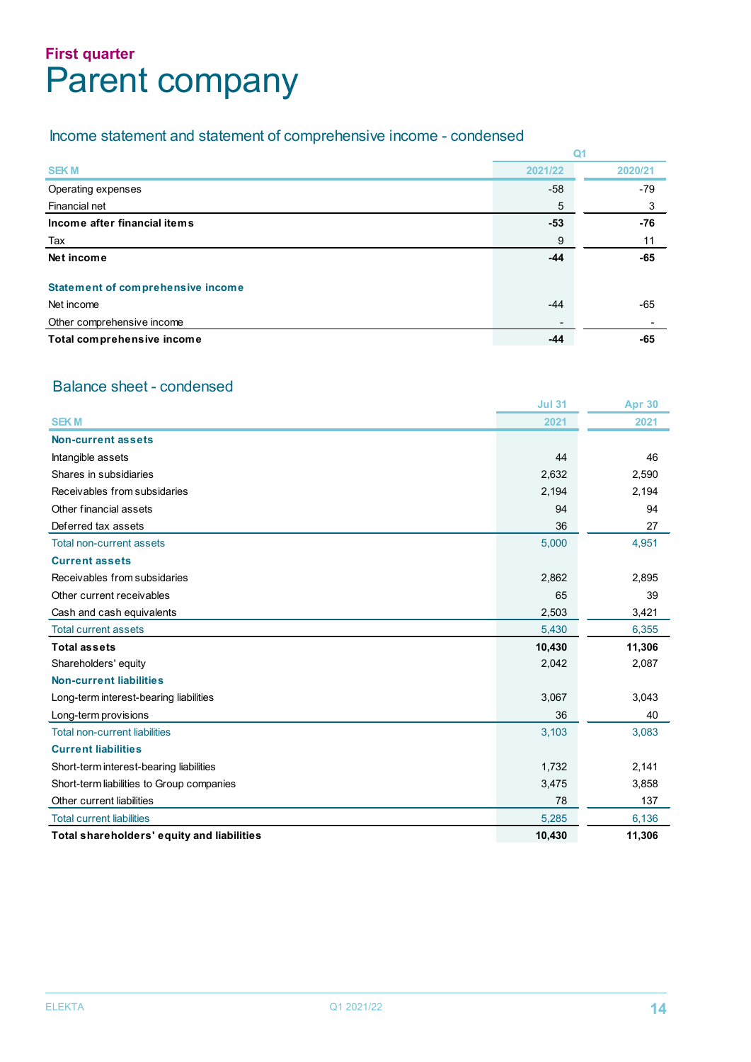## First quarter

# Parent company

### Income statement and statement of comprehensive income - condensed

| SEK M | Q1 2021/22 | Q1 2020/21 |
|---|---|---|
| Operating expenses | -58 | -79 |
| Financial net | 5 | 3 |
| **Income after financial items** | **-53** | **-76** |
| Tax | 9 | 11 |
| **Net income** | **-44** | **-65** |
| | | |
| **Statement of comprehensive income** | | |
| Net income | -44 | -65 |
| Other comprehensive income | - | - |
| **Total comprehensive income** | **-44** | **-65** |

### Balance sheet - condensed

| SEK M | Jul 31 2021 | Apr 30 2021 |
|---|---|---|
| **Non-current assets** | | |
| Intangible assets | 44 | 46 |
| Shares in subsidiaries | 2,632 | 2,590 |
| Receivables from subsidaries | 2,194 | 2,194 |
| Other financial assets | 94 | 94 |
| Deferred tax assets | 36 | 27 |
| Total non-current assets | 5,000 | 4,951 |
| **Current assets** | | |
| Receivables from subsidaries | 2,862 | 2,895 |
| Other current receivables | 65 | 39 |
| Cash and cash equivalents | 2,503 | 3,421 |
| Total current assets | 5,430 | 6,355 |
| **Total assets** | **10,430** | **11,306** |
| Shareholders' equity | 2,042 | 2,087 |
| **Non-current liabilities** | | |
| Long-term interest-bearing liabilities | 3,067 | 3,043 |
| Long-term provisions | 36 | 40 |
| Total non-current liabilities | 3,103 | 3,083 |
| **Current liabilities** | | |
| Short-term interest-bearing liabilities | 1,732 | 2,141 |
| Short-term liabilities to Group companies | 3,475 | 3,858 |
| Other current liabilities | 78 | 137 |
| Total current liabilities | 5,285 | 6,136 |
| **Total shareholders' equity and liabilities** | **10,430** | **11,306** |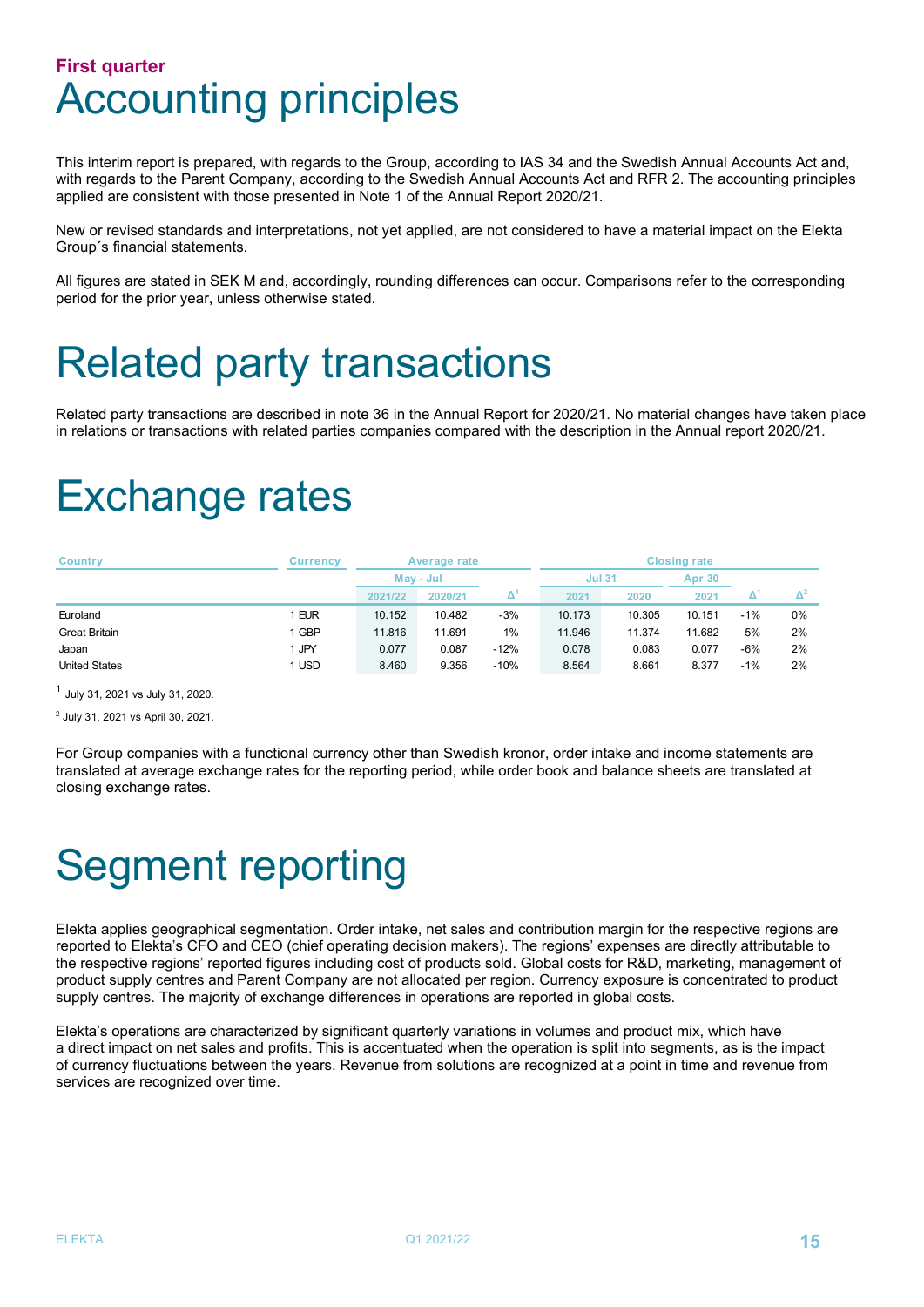## First quarter

# Accounting principles

This interim report is prepared, with regards to the Group, according to IAS 34 and the Swedish Annual Accounts Act and, with regards to the Parent Company, according to the Swedish Annual Accounts Act and RFR 2. The accounting principles applied are consistent with those presented in Note 1 of the Annual Report 2020/21.

New or revised standards and interpretations, not yet applied, are not considered to have a material impact on the Elekta Group´s financial statements.

All figures are stated in SEK M and, accordingly, rounding differences can occur. Comparisons refer to the corresponding period for the prior year, unless otherwise stated.

# Related party transactions

Related party transactions are described in note 36 in the Annual Report for 2020/21. No material changes have taken place in relations or transactions with related parties companies compared with the description in the Annual report 2020/21.

# Exchange rates

| Country | Currency | Average rate | | | Closing rate | | | | |
|---|---|---|---|---|---|---|---|---|---|
| | | May - Jul | | | Jul 31 | | Apr 30 | | |
| | | 2021/22 | 2020/21 | Δ[1] | 2021 | 2020 | 2021 | Δ[1] | Δ[2] |
| Euroland | 1 EUR | 10.152 | 10.482 | -3% | 10.173 | 10.305 | 10.151 | -1% | 0% |
| Great Britain | 1 GBP | 11.816 | 11.691 | 1% | 11.946 | 11.374 | 11.682 | 5% | 2% |
| Japan | 1 JPY | 0.077 | 0.087 | -12% | 0.078 | 0.083 | 0.077 | -6% | 2% |
| United States | 1 USD | 8.460 | 9.356 | -10% | 8.564 | 8.661 | 8.377 | -1% | 2% |

[1] July 31, 2021 vs July 31, 2020.

[2] July 31, 2021 vs April 30, 2021.

For Group companies with a functional currency other than Swedish kronor, order intake and income statements are translated at average exchange rates for the reporting period, while order book and balance sheets are translated at closing exchange rates.

# Segment reporting

Elekta applies geographical segmentation. Order intake, net sales and contribution margin for the respective regions are reported to Elekta's CFO and CEO (chief operating decision makers). The regions' expenses are directly attributable to the respective regions' reported figures including cost of products sold. Global costs for R&D, marketing, management of product supply centres and Parent Company are not allocated per region. Currency exposure is concentrated to product supply centres. The majority of exchange differences in operations are reported in global costs.

Elekta's operations are characterized by significant quarterly variations in volumes and product mix, which have a direct impact on net sales and profits. This is accentuated when the operation is split into segments, as is the impact of currency fluctuations between the years. Revenue from solutions are recognized at a point in time and revenue from services are recognized over time.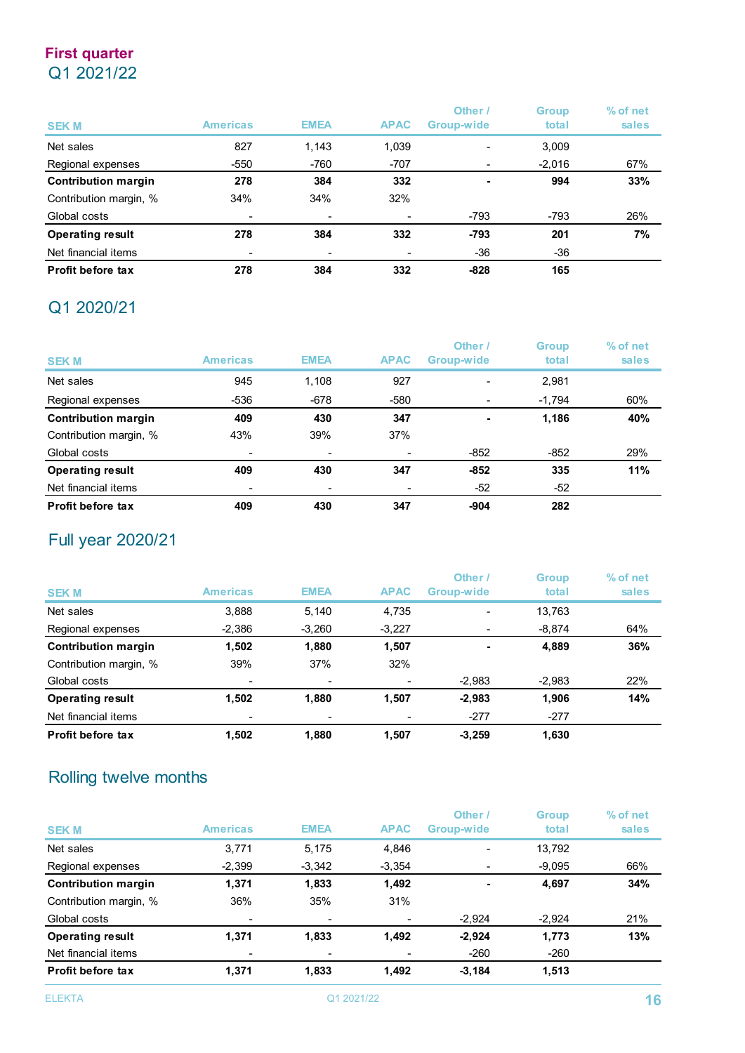## First quarter

### Q1 2021/22

| SEK M | Americas | EMEA | APAC | Other / Group-wide | Group total | % of net sales |
|---|---|---|---|---|---|---|
| Net sales | 827 | 1,143 | 1,039 | - | 3,009 | |
| Regional expenses | -550 | -760 | -707 | - | -2,016 | 67% |
| **Contribution margin** | **278** | **384** | **332** | **-** | **994** | **33%** |
| Contribution margin, % | 34% | 34% | 32% | | | |
| Global costs | - | - | - | -793 | -793 | 26% |
| **Operating result** | **278** | **384** | **332** | **-793** | **201** | **7%** |
| Net financial items | - | - | - | -36 | -36 | |
| **Profit before tax** | **278** | **384** | **332** | **-828** | **165** | |

### Q1 2020/21

| SEK M | Americas | EMEA | APAC | Other / Group-wide | Group total | % of net sales |
|---|---|---|---|---|---|---|
| Net sales | 945 | 1,108 | 927 | - | 2,981 | |
| Regional expenses | -536 | -678 | -580 | - | -1,794 | 60% |
| **Contribution margin** | **409** | **430** | **347** | **-** | **1,186** | **40%** |
| Contribution margin, % | 43% | 39% | 37% | | | |
| Global costs | - | - | - | -852 | -852 | 29% |
| **Operating result** | **409** | **430** | **347** | **-852** | **335** | **11%** |
| Net financial items | - | - | - | -52 | -52 | |
| **Profit before tax** | **409** | **430** | **347** | **-904** | **282** | |

### Full year 2020/21

| SEK M | Americas | EMEA | APAC | Other / Group-wide | Group total | % of net sales |
|---|---|---|---|---|---|---|
| Net sales | 3,888 | 5,140 | 4,735 | - | 13,763 | |
| Regional expenses | -2,386 | -3,260 | -3,227 | - | -8,874 | 64% |
| **Contribution margin** | **1,502** | **1,880** | **1,507** | **-** | **4,889** | **36%** |
| Contribution margin, % | 39% | 37% | 32% | | | |
| Global costs | - | - | - | -2,983 | -2,983 | 22% |
| **Operating result** | **1,502** | **1,880** | **1,507** | **-2,983** | **1,906** | **14%** |
| Net financial items | - | - | - | -277 | -277 | |
| **Profit before tax** | **1,502** | **1,880** | **1,507** | **-3,259** | **1,630** | |

### Rolling twelve months

| SEK M | Americas | EMEA | APAC | Other / Group-wide | Group total | % of net sales |
|---|---|---|---|---|---|---|
| Net sales | 3,771 | 5,175 | 4,846 | - | 13,792 | |
| Regional expenses | -2,399 | -3,342 | -3,354 | - | -9,095 | 66% |
| **Contribution margin** | **1,371** | **1,833** | **1,492** | **-** | **4,697** | **34%** |
| Contribution margin, % | 36% | 35% | 31% | | | |
| Global costs | - | - | - | -2,924 | -2,924 | 21% |
| **Operating result** | **1,371** | **1,833** | **1,492** | **-2,924** | **1,773** | **13%** |
| Net financial items | - | - | - | -260 | -260 | |
| **Profit before tax** | **1,371** | **1,833** | **1,492** | **-3,184** | **1,513** | |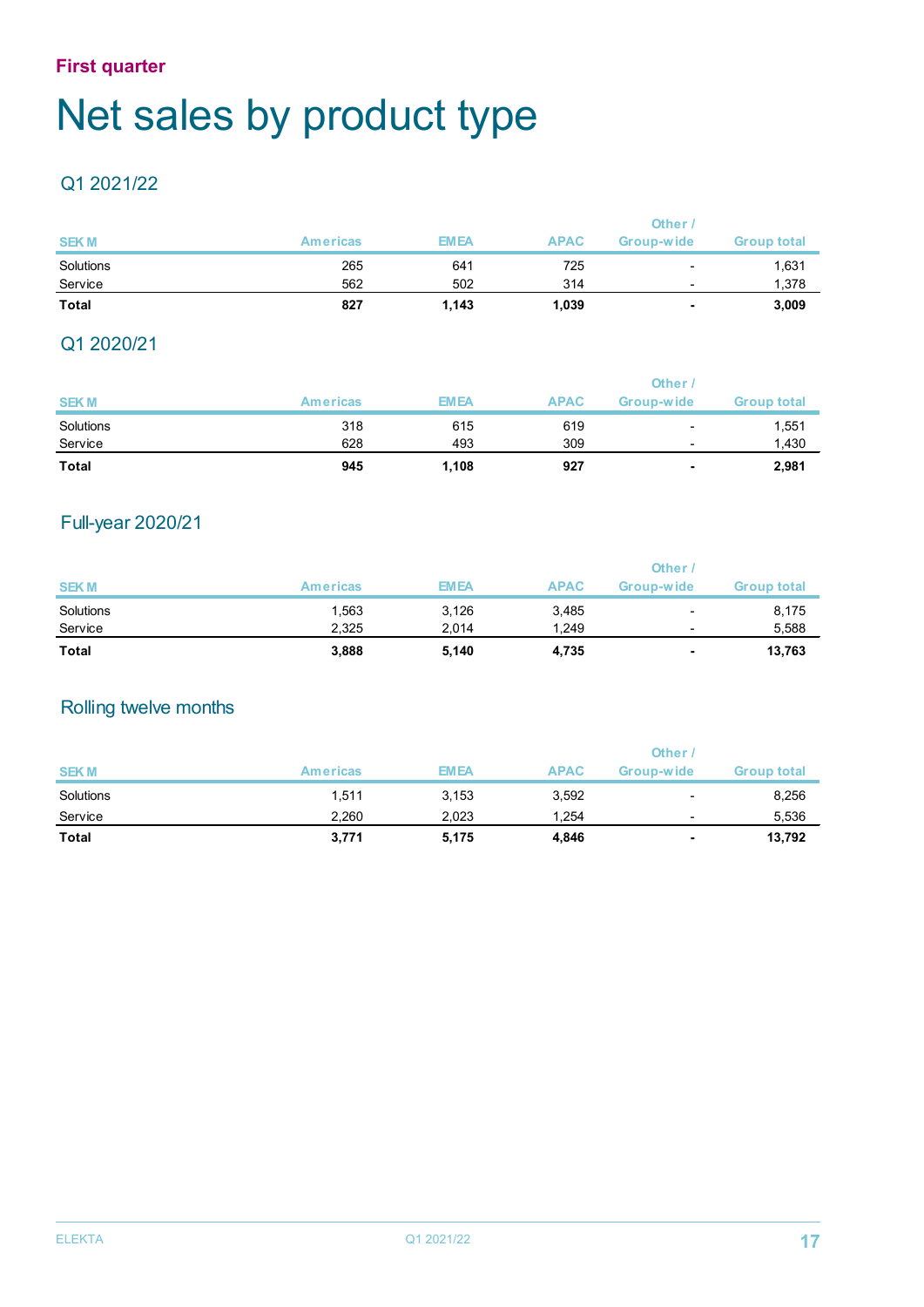**First quarter**

# Net sales by product type

## Q1 2021/22

| SEK M | Americas | EMEA | APAC | Other / Group-wide | Group total |
|---|---|---|---|---|---|
| Solutions | 265 | 641 | 725 | - | 1,631 |
| Service | 562 | 502 | 314 | - | 1,378 |
| **Total** | **827** | **1,143** | **1,039** | **-** | **3,009** |

## Q1 2020/21

| SEK M | Americas | EMEA | APAC | Other / Group-wide | Group total |
|---|---|---|---|---|---|
| Solutions | 318 | 615 | 619 | - | 1,551 |
| Service | 628 | 493 | 309 | - | 1,430 |
| **Total** | **945** | **1,108** | **927** | **-** | **2,981** |

## Full-year 2020/21

| SEK M | Americas | EMEA | APAC | Other / Group-wide | Group total |
|---|---|---|---|---|---|
| Solutions | 1,563 | 3,126 | 3,485 | - | 8,175 |
| Service | 2,325 | 2,014 | 1,249 | - | 5,588 |
| **Total** | **3,888** | **5,140** | **4,735** | **-** | **13,763** |

## Rolling twelve months

| SEK M | Americas | EMEA | APAC | Other / Group-wide | Group total |
|---|---|---|---|---|---|
| Solutions | 1,511 | 3,153 | 3,592 | - | 8,256 |
| Service | 2,260 | 2,023 | 1,254 | - | 5,536 |
| **Total** | **3,771** | **5,175** | **4,846** | **-** | **13,792** |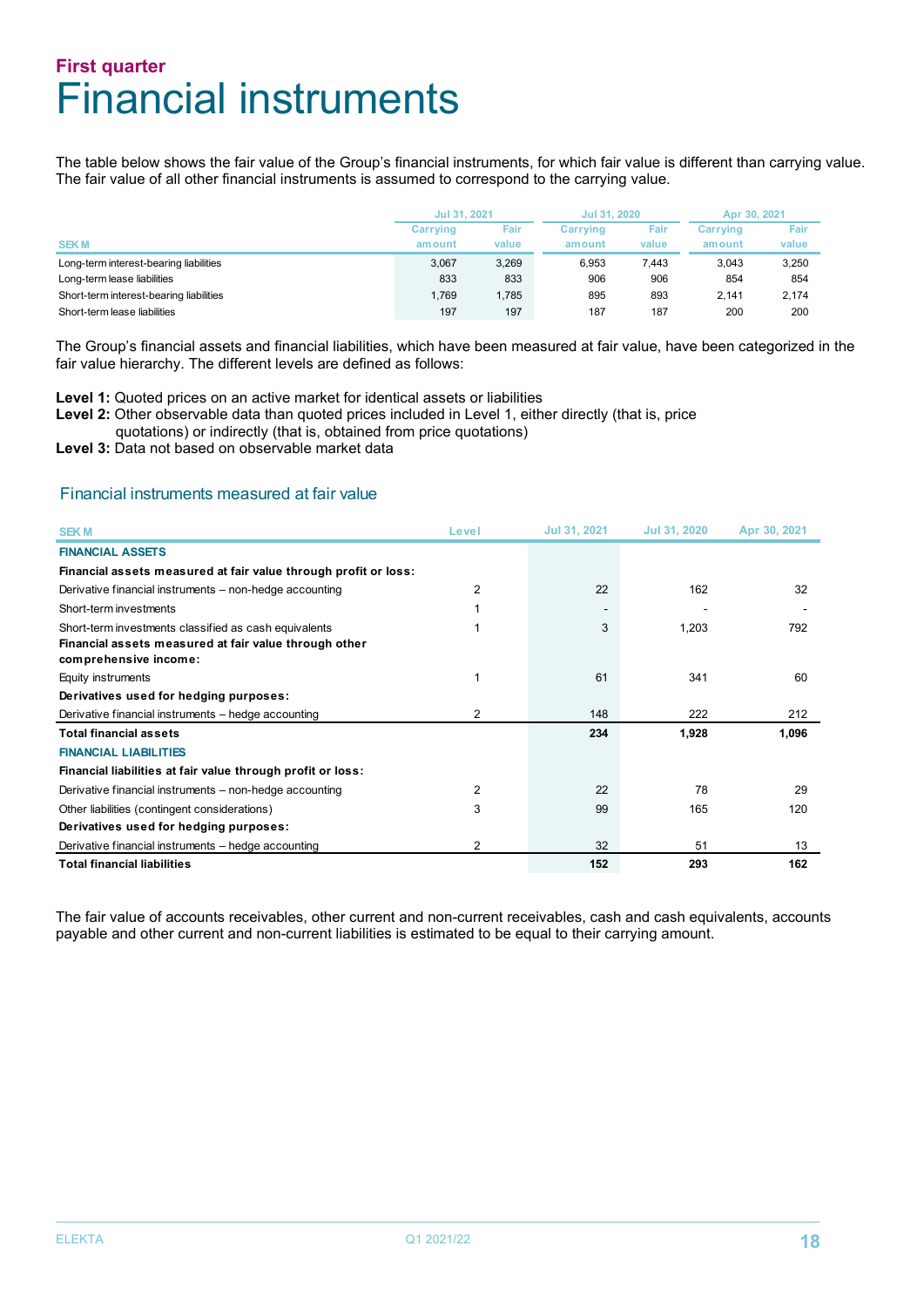## First quarter

# Financial instruments

The table below shows the fair value of the Group's financial instruments, for which fair value is different than carrying value. The fair value of all other financial instruments is assumed to correspond to the carrying value.

| SEK M | Jul 31, 2021 | | Jul 31, 2020 | | Apr 30, 2021 | |
|---|---|---|---|---|---|---|
| | Carrying amount | Fair value | Carrying amount | Fair value | Carrying amount | Fair value |
| Long-term interest-bearing liabilities | 3,067 | 3,269 | 6,953 | 7,443 | 3,043 | 3,250 |
| Long-term lease liabilities | 833 | 833 | 906 | 906 | 854 | 854 |
| Short-term interest-bearing liabilities | 1,769 | 1,785 | 895 | 893 | 2,141 | 2,174 |
| Short-term lease liabilities | 197 | 197 | 187 | 187 | 200 | 200 |

The Group's financial assets and financial liabilities, which have been measured at fair value, have been categorized in the fair value hierarchy. The different levels are defined as follows:

**Level 1:** Quoted prices on an active market for identical assets or liabilities
**Level 2:** Other observable data than quoted prices included in Level 1, either directly (that is, price quotations) or indirectly (that is, obtained from price quotations)
**Level 3:** Data not based on observable market data

### Financial instruments measured at fair value

| SEK M | Level | Jul 31, 2021 | Jul 31, 2020 | Apr 30, 2021 |
|---|---|---|---|---|
| **FINANCIAL ASSETS** | | | | |
| **Financial assets measured at fair value through profit or loss:** | | | | |
| Derivative financial instruments – non-hedge accounting | 2 | 22 | 162 | 32 |
| Short-term investments | 1 | - | - | - |
| Short-term investments classified as cash equivalents | 1 | 3 | 1,203 | 792 |
| **Financial assets measured at fair value through other comprehensive income:** | | | | |
| Equity instruments | 1 | 61 | 341 | 60 |
| **Derivatives used for hedging purposes:** | | | | |
| Derivative financial instruments – hedge accounting | 2 | 148 | 222 | 212 |
| **Total financial assets** | | **234** | **1,928** | **1,096** |
| **FINANCIAL LIABILITIES** | | | | |
| **Financial liabilities at fair value through profit or loss:** | | | | |
| Derivative financial instruments – non-hedge accounting | 2 | 22 | 78 | 29 |
| Other liabilities (contingent considerations) | 3 | 99 | 165 | 120 |
| **Derivatives used for hedging purposes:** | | | | |
| Derivative financial instruments – hedge accounting | 2 | 32 | 51 | 13 |
| **Total financial liabilities** | | **152** | **293** | **162** |

The fair value of accounts receivables, other current and non-current receivables, cash and cash equivalents, accounts payable and other current and non-current liabilities is estimated to be equal to their carrying amount.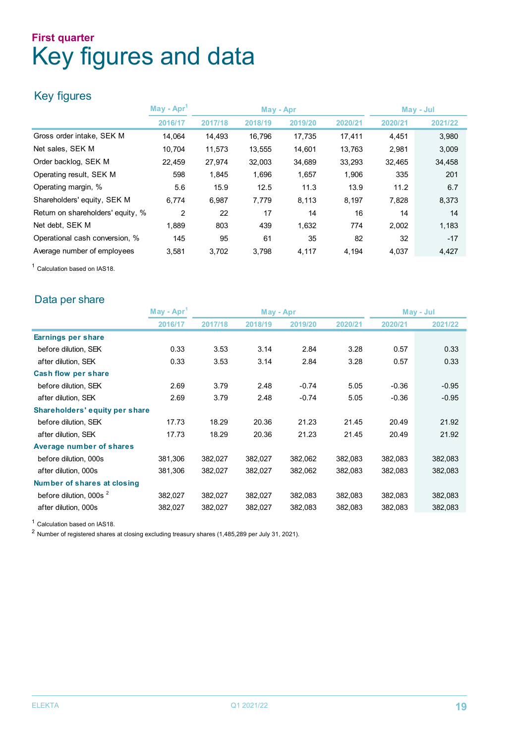## First quarter

# Key figures and data

## Key figures

| | May - Apr[1] | May - Apr | | | | May - Jul | |
|---|---|---|---|---|---|---|---|
| | 2016/17 | 2017/18 | 2018/19 | 2019/20 | 2020/21 | 2020/21 | 2021/22 |
| Gross order intake, SEK M | 14,064 | 14,493 | 16,796 | 17,735 | 17,411 | 4,451 | 3,980 |
| Net sales, SEK M | 10,704 | 11,573 | 13,555 | 14,601 | 13,763 | 2,981 | 3,009 |
| Order backlog, SEK M | 22,459 | 27,974 | 32,003 | 34,689 | 33,293 | 32,465 | 34,458 |
| Operating result, SEK M | 598 | 1,845 | 1,696 | 1,657 | 1,906 | 335 | 201 |
| Operating margin, % | 5.6 | 15.9 | 12.5 | 11.3 | 13.9 | 11.2 | 6.7 |
| Shareholders' equity, SEK M | 6,774 | 6,987 | 7,779 | 8,113 | 8,197 | 7,828 | 8,373 |
| Return on shareholders' equity, % | 2 | 22 | 17 | 14 | 16 | 14 | 14 |
| Net debt, SEK M | 1,889 | 803 | 439 | 1,632 | 774 | 2,002 | 1,183 |
| Operational cash conversion, % | 145 | 95 | 61 | 35 | 82 | 32 | -17 |
| Average number of employees | 3,581 | 3,702 | 3,798 | 4,117 | 4,194 | 4,037 | 4,427 |

[1] Calculation based on IAS18.

## Data per share

| | May - Apr[1] | May - Apr | | | | May - Jul | |
|---|---|---|---|---|---|---|---|
| | 2016/17 | 2017/18 | 2018/19 | 2019/20 | 2020/21 | 2020/21 | 2021/22 |
| **Earnings per share** | | | | | | | |
| before dilution, SEK | 0.33 | 3.53 | 3.14 | 2.84 | 3.28 | 0.57 | 0.33 |
| after dilution, SEK | 0.33 | 3.53 | 3.14 | 2.84 | 3.28 | 0.57 | 0.33 |
| **Cash flow per share** | | | | | | | |
| before dilution, SEK | 2.69 | 3.79 | 2.48 | -0.74 | 5.05 | -0.36 | -0.95 |
| after dilution, SEK | 2.69 | 3.79 | 2.48 | -0.74 | 5.05 | -0.36 | -0.95 |
| **Shareholders' equity per share** | | | | | | | |
| before dilution, SEK | 17.73 | 18.29 | 20.36 | 21.23 | 21.45 | 20.49 | 21.92 |
| after dilution, SEK | 17.73 | 18.29 | 20.36 | 21.23 | 21.45 | 20.49 | 21.92 |
| **Average number of shares** | | | | | | | |
| before dilution, 000s | 381,306 | 382,027 | 382,027 | 382,062 | 382,083 | 382,083 | 382,083 |
| after dilution, 000s | 381,306 | 382,027 | 382,027 | 382,062 | 382,083 | 382,083 | 382,083 |
| **Number of shares at closing** | | | | | | | |
| before dilution, 000s [2] | 382,027 | 382,027 | 382,027 | 382,083 | 382,083 | 382,083 | 382,083 |
| after dilution, 000s | 382,027 | 382,027 | 382,027 | 382,083 | 382,083 | 382,083 | 382,083 |

[1] Calculation based on IAS18.

[2] Number of registered shares at closing excluding treasury shares (1,485,289 per July 31, 2021).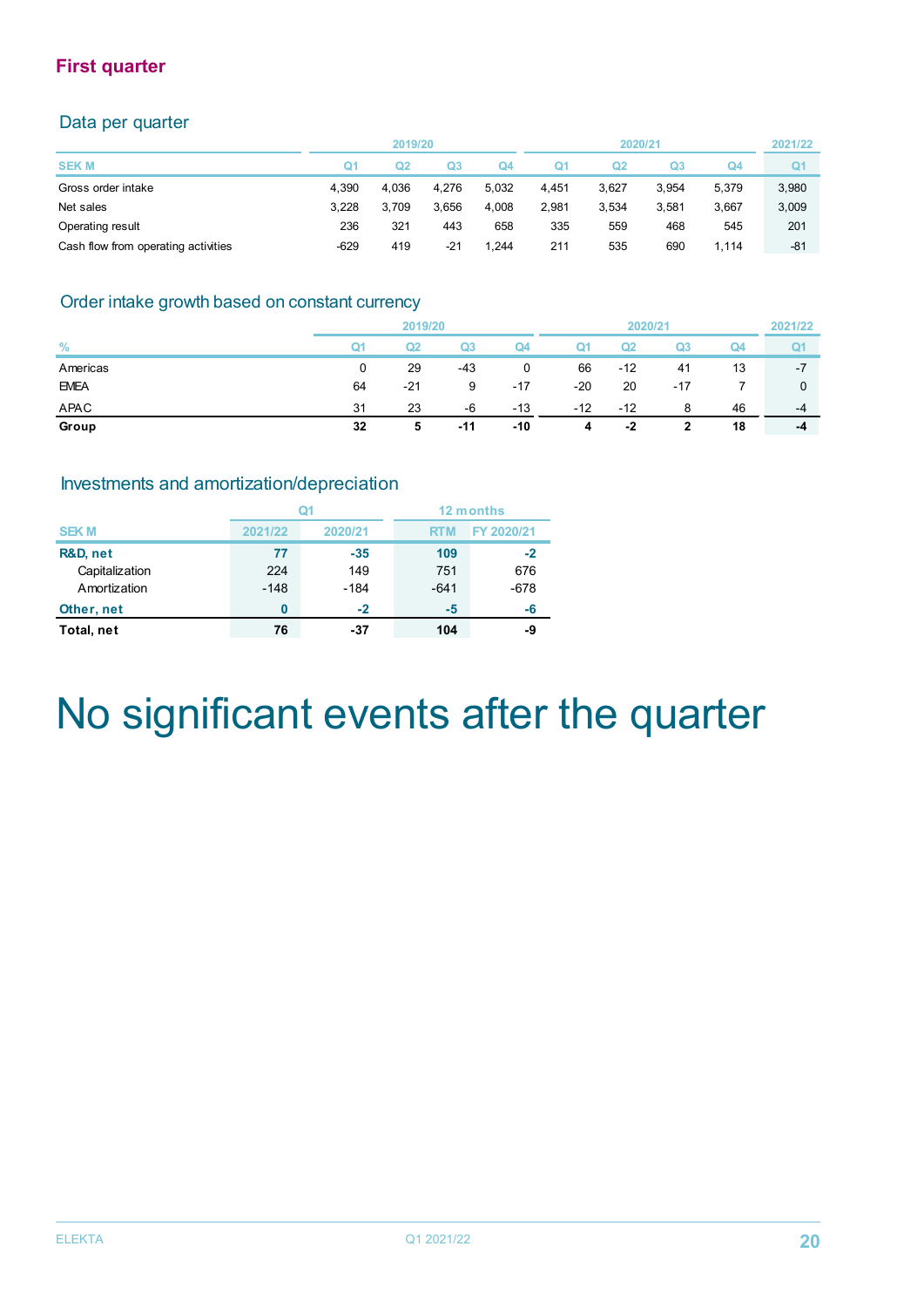## First quarter

### Data per quarter

| SEK M | 2019/20 Q1 | Q2 | Q3 | Q4 | 2020/21 Q1 | Q2 | Q3 | Q4 | 2021/22 Q1 |
|---|---|---|---|---|---|---|---|---|---|
| Gross order intake | 4,390 | 4,036 | 4,276 | 5,032 | 4,451 | 3,627 | 3,954 | 5,379 | 3,980 |
| Net sales | 3,228 | 3,709 | 3,656 | 4,008 | 2,981 | 3,534 | 3,581 | 3,667 | 3,009 |
| Operating result | 236 | 321 | 443 | 658 | 335 | 559 | 468 | 545 | 201 |
| Cash flow from operating activities | -629 | 419 | -21 | 1,244 | 211 | 535 | 690 | 1,114 | -81 |

### Order intake growth based on constant currency

| % | 2019/20 Q1 | Q2 | Q3 | Q4 | 2020/21 Q1 | Q2 | Q3 | Q4 | 2021/22 Q1 |
|---|---|---|---|---|---|---|---|---|---|
| Americas | 0 | 29 | -43 | 0 | 66 | -12 | 41 | 13 | -7 |
| EMEA | 64 | -21 | 9 | -17 | -20 | 20 | -17 | 7 | 0 |
| APAC | 31 | 23 | -6 | -13 | -12 | -12 | 8 | 46 | -4 |
| **Group** | **32** | **5** | **-11** | **-10** | **4** | **-2** | **2** | **18** | **-4** |

### Investments and amortization/depreciation

| SEK M | Q1 2021/22 | Q1 2020/21 | 12 months RTM | 12 months FY 2020/21 |
|---|---|---|---|---|
| **R&D, net** | **77** | **-35** | **109** | **-2** |
| Capitalization | 224 | 149 | 751 | 676 |
| Amortization | -148 | -184 | -641 | -678 |
| **Other, net** | **0** | **-2** | **-5** | **-6** |
| **Total, net** | **76** | **-37** | **104** | **-9** |

# No significant events after the quarter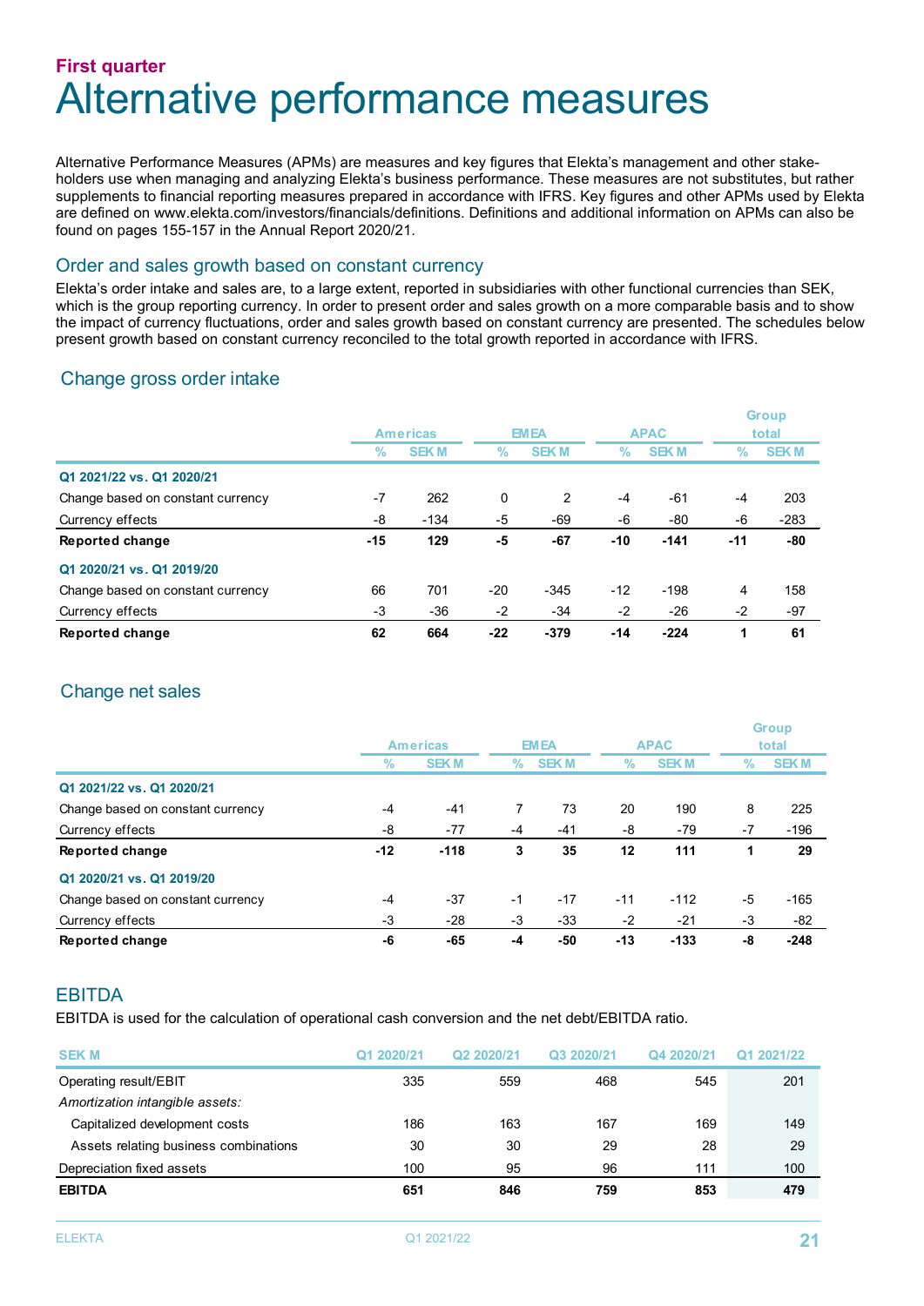## First quarter

# Alternative performance measures

Alternative Performance Measures (APMs) are measures and key figures that Elekta's management and other stakeholders use when managing and analyzing Elekta's business performance. These measures are not substitutes, but rather supplements to financial reporting measures prepared in accordance with IFRS. Key figures and other APMs used by Elekta are defined on www.elekta.com/investors/financials/definitions. Definitions and additional information on APMs can also be found on pages 155-157 in the Annual Report 2020/21.

### Order and sales growth based on constant currency

Elekta's order intake and sales are, to a large extent, reported in subsidiaries with other functional currencies than SEK, which is the group reporting currency. In order to present order and sales growth on a more comparable basis and to show the impact of currency fluctuations, order and sales growth based on constant currency are presented. The schedules below present growth based on constant currency reconciled to the total growth reported in accordance with IFRS.

### Change gross order intake

| | Americas | | EMEA | | APAC | | Group total | |
|---|---|---|---|---|---|---|---|---|
| | % | SEK M | % | SEK M | % | SEK M | % | SEK M |
| **Q1 2021/22 vs. Q1 2020/21** | | | | | | | | |
| Change based on constant currency | -7 | 262 | 0 | 2 | -4 | -61 | -4 | 203 |
| Currency effects | -8 | -134 | -5 | -69 | -6 | -80 | -6 | -283 |
| **Reported change** | **-15** | **129** | **-5** | **-67** | **-10** | **-141** | **-11** | **-80** |
| **Q1 2020/21 vs. Q1 2019/20** | | | | | | | | |
| Change based on constant currency | 66 | 701 | -20 | -345 | -12 | -198 | 4 | 158 |
| Currency effects | -3 | -36 | -2 | -34 | -2 | -26 | -2 | -97 |
| **Reported change** | **62** | **664** | **-22** | **-379** | **-14** | **-224** | **1** | **61** |

### Change net sales

| | Americas | | EMEA | | APAC | | Group total | |
|---|---|---|---|---|---|---|---|---|
| | % | SEK M | % | SEK M | % | SEK M | % | SEK M |
| **Q1 2021/22 vs. Q1 2020/21** | | | | | | | | |
| Change based on constant currency | -4 | -41 | 7 | 73 | 20 | 190 | 8 | 225 |
| Currency effects | -8 | -77 | -4 | -41 | -8 | -79 | -7 | -196 |
| **Reported change** | **-12** | **-118** | **3** | **35** | **12** | **111** | **1** | **29** |
| **Q1 2020/21 vs. Q1 2019/20** | | | | | | | | |
| Change based on constant currency | -4 | -37 | -1 | -17 | -11 | -112 | -5 | -165 |
| Currency effects | -3 | -28 | -3 | -33 | -2 | -21 | -3 | -82 |
| **Reported change** | **-6** | **-65** | **-4** | **-50** | **-13** | **-133** | **-8** | **-248** |

### EBITDA

EBITDA is used for the calculation of operational cash conversion and the net debt/EBITDA ratio.

| SEK M | Q1 2020/21 | Q2 2020/21 | Q3 2020/21 | Q4 2020/21 | Q1 2021/22 |
|---|---|---|---|---|---|
| Operating result/EBIT | 335 | 559 | 468 | 545 | 201 |
| *Amortization intangible assets:* | | | | | |
| Capitalized development costs | 186 | 163 | 167 | 169 | 149 |
| Assets relating business combinations | 30 | 30 | 29 | 28 | 29 |
| Depreciation fixed assets | 100 | 95 | 96 | 111 | 100 |
| **EBITDA** | **651** | **846** | **759** | **853** | **479** |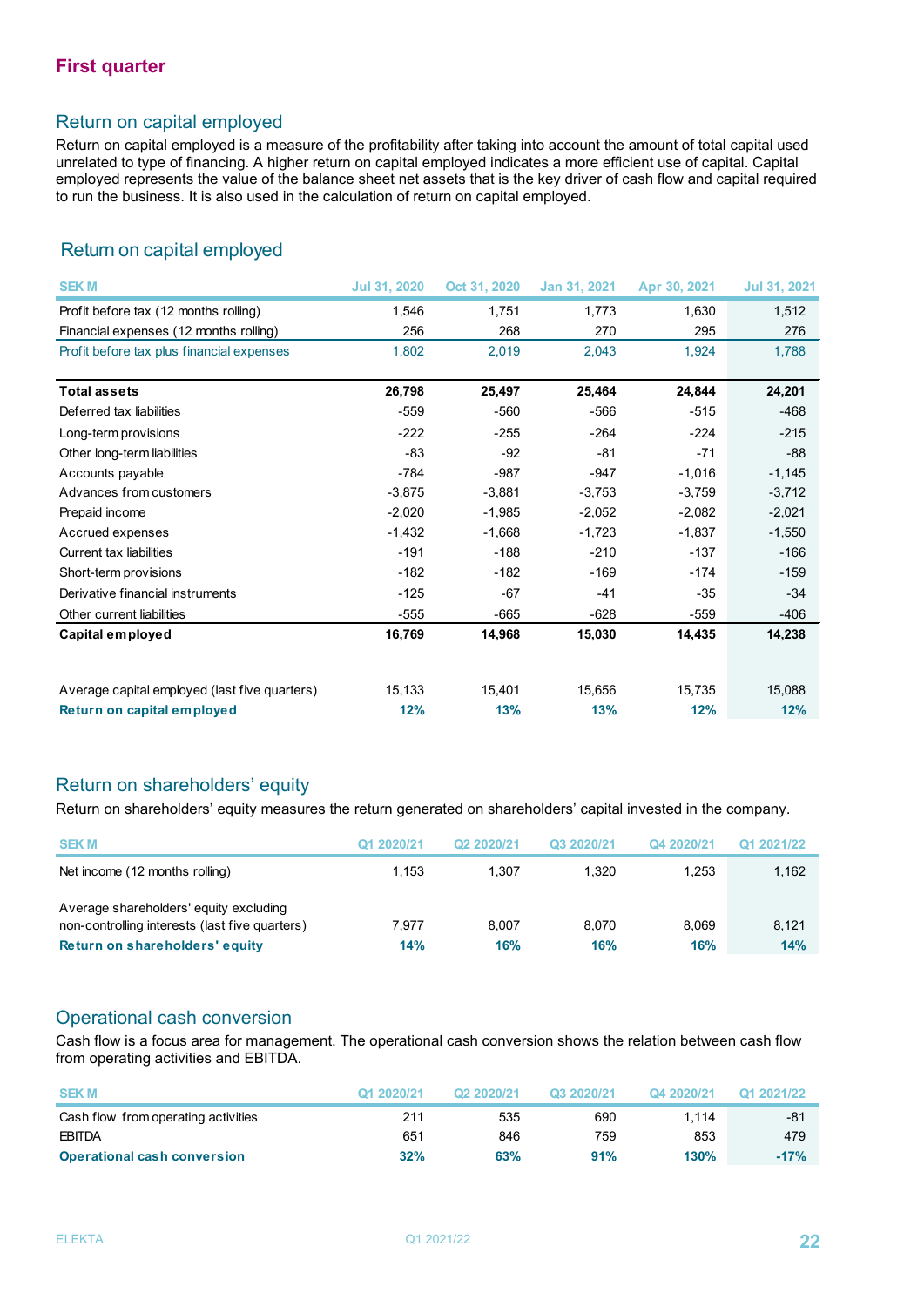## First quarter

### Return on capital employed

Return on capital employed is a measure of the profitability after taking into account the amount of total capital used unrelated to type of financing. A higher return on capital employed indicates a more efficient use of capital. Capital employed represents the value of the balance sheet net assets that is the key driver of cash flow and capital required to run the business. It is also used in the calculation of return on capital employed.

### Return on capital employed

| SEK M | Jul 31, 2020 | Oct 31, 2020 | Jan 31, 2021 | Apr 30, 2021 | Jul 31, 2021 |
|---|---|---|---|---|---|
| Profit before tax (12 months rolling) | 1,546 | 1,751 | 1,773 | 1,630 | 1,512 |
| Financial expenses (12 months rolling) | 256 | 268 | 270 | 295 | 276 |
| Profit before tax plus financial expenses | 1,802 | 2,019 | 2,043 | 1,924 | 1,788 |
| | | | | | |
| **Total assets** | **26,798** | **25,497** | **25,464** | **24,844** | **24,201** |
| Deferred tax liabilities | -559 | -560 | -566 | -515 | -468 |
| Long-term provisions | -222 | -255 | -264 | -224 | -215 |
| Other long-term liabilities | -83 | -92 | -81 | -71 | -88 |
| Accounts payable | -784 | -987 | -947 | -1,016 | -1,145 |
| Advances from customers | -3,875 | -3,881 | -3,753 | -3,759 | -3,712 |
| Prepaid income | -2,020 | -1,985 | -2,052 | -2,082 | -2,021 |
| Accrued expenses | -1,432 | -1,668 | -1,723 | -1,837 | -1,550 |
| Current tax liabilities | -191 | -188 | -210 | -137 | -166 |
| Short-term provisions | -182 | -182 | -169 | -174 | -159 |
| Derivative financial instruments | -125 | -67 | -41 | -35 | -34 |
| Other current liabilities | -555 | -665 | -628 | -559 | -406 |
| **Capital employed** | **16,769** | **14,968** | **15,030** | **14,435** | **14,238** |
| | | | | | |
| Average capital employed (last five quarters) | 15,133 | 15,401 | 15,656 | 15,735 | 15,088 |
| **Return on capital employed** | **12%** | **13%** | **13%** | **12%** | **12%** |

### Return on shareholders' equity

Return on shareholders' equity measures the return generated on shareholders' capital invested in the company.

| SEK M | Q1 2020/21 | Q2 2020/21 | Q3 2020/21 | Q4 2020/21 | Q1 2021/22 |
|---|---|---|---|---|---|
| Net income (12 months rolling) | 1,153 | 1,307 | 1,320 | 1,253 | 1,162 |
| Average shareholders' equity excluding non-controlling interests (last five quarters) | 7,977 | 8,007 | 8,070 | 8,069 | 8,121 |
| **Return on shareholders' equity** | **14%** | **16%** | **16%** | **16%** | **14%** |

### Operational cash conversion

Cash flow is a focus area for management. The operational cash conversion shows the relation between cash flow from operating activities and EBITDA.

| SEK M | Q1 2020/21 | Q2 2020/21 | Q3 2020/21 | Q4 2020/21 | Q1 2021/22 |
|---|---|---|---|---|---|
| Cash flow from operating activities | 211 | 535 | 690 | 1,114 | -81 |
| EBITDA | 651 | 846 | 759 | 853 | 479 |
| **Operational cash conversion** | **32%** | **63%** | **91%** | **130%** | **-17%** |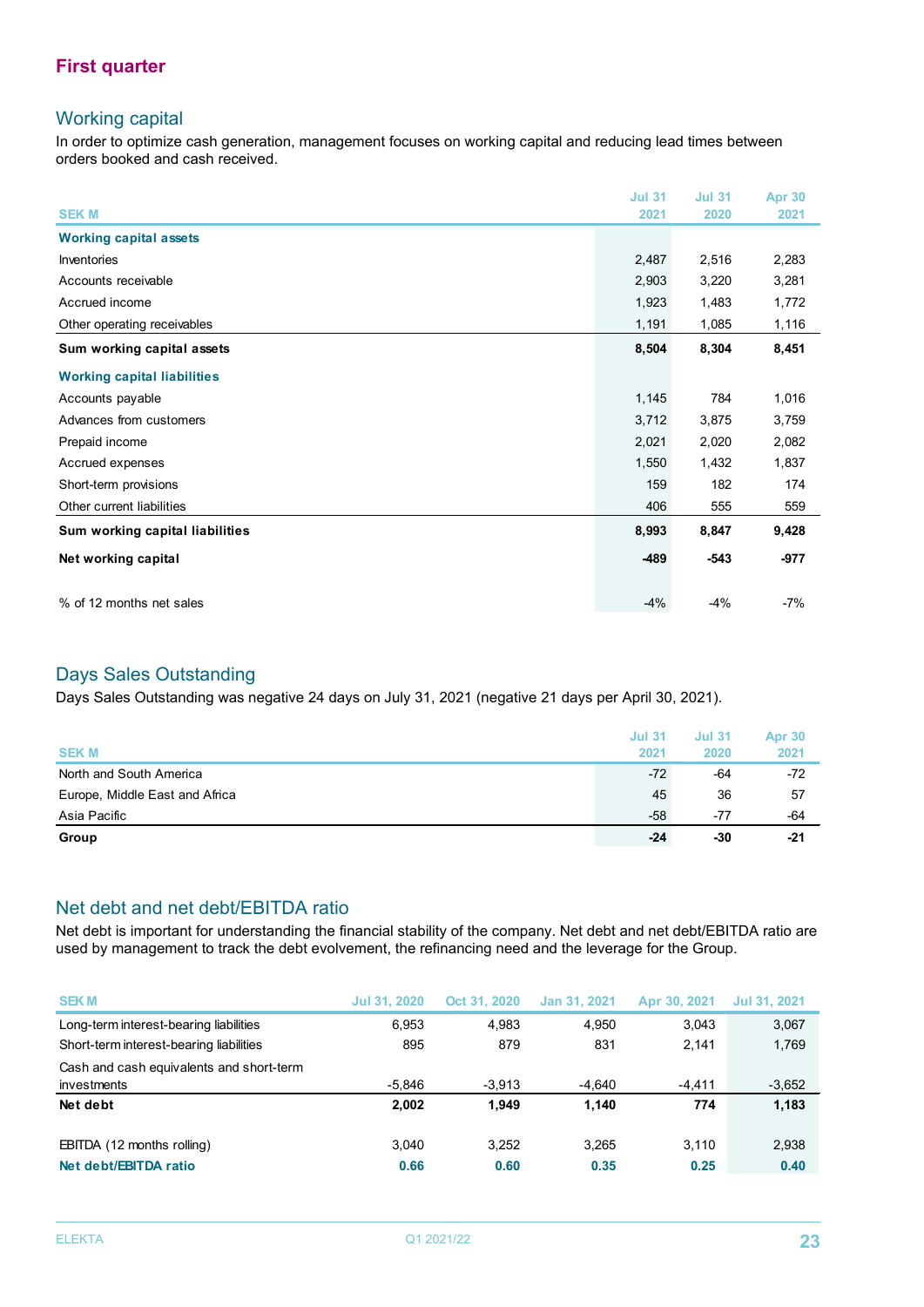## First quarter

### Working capital

In order to optimize cash generation, management focuses on working capital and reducing lead times between orders booked and cash received.

| SEK M | Jul 31 2021 | Jul 31 2020 | Apr 30 2021 |
|---|---|---|---|
| **Working capital assets** | | | |
| Inventories | 2,487 | 2,516 | 2,283 |
| Accounts receivable | 2,903 | 3,220 | 3,281 |
| Accrued income | 1,923 | 1,483 | 1,772 |
| Other operating receivables | 1,191 | 1,085 | 1,116 |
| **Sum working capital assets** | **8,504** | **8,304** | **8,451** |
| **Working capital liabilities** | | | |
| Accounts payable | 1,145 | 784 | 1,016 |
| Advances from customers | 3,712 | 3,875 | 3,759 |
| Prepaid income | 2,021 | 2,020 | 2,082 |
| Accrued expenses | 1,550 | 1,432 | 1,837 |
| Short-term provisions | 159 | 182 | 174 |
| Other current liabilities | 406 | 555 | 559 |
| **Sum working capital liabilities** | **8,993** | **8,847** | **9,428** |
| **Net working capital** | **-489** | **-543** | **-977** |
| % of 12 months net sales | -4% | -4% | -7% |

### Days Sales Outstanding

Days Sales Outstanding was negative 24 days on July 31, 2021 (negative 21 days per April 30, 2021).

| SEK M | Jul 31 2021 | Jul 31 2020 | Apr 30 2021 |
|---|---|---|---|
| North and South America | -72 | -64 | -72 |
| Europe, Middle East and Africa | 45 | 36 | 57 |
| Asia Pacific | -58 | -77 | -64 |
| **Group** | **-24** | **-30** | **-21** |

### Net debt and net debt/EBITDA ratio

Net debt is important for understanding the financial stability of the company. Net debt and net debt/EBITDA ratio are used by management to track the debt evolvement, the refinancing need and the leverage for the Group.

| SEK M | Jul 31, 2020 | Oct 31, 2020 | Jan 31, 2021 | Apr 30, 2021 | Jul 31, 2021 |
|---|---|---|---|---|---|
| Long-term interest-bearing liabilities | 6,953 | 4,983 | 4,950 | 3,043 | 3,067 |
| Short-term interest-bearing liabilities | 895 | 879 | 831 | 2,141 | 1,769 |
| Cash and cash equivalents and short-term investments | -5,846 | -3,913 | -4,640 | -4,411 | -3,652 |
| **Net debt** | **2,002** | **1,949** | **1,140** | **774** | **1,183** |
| EBITDA (12 months rolling) | 3,040 | 3,252 | 3,265 | 3,110 | 2,938 |
| **Net debt/EBITDA ratio** | **0.66** | **0.60** | **0.35** | **0.25** | **0.40** |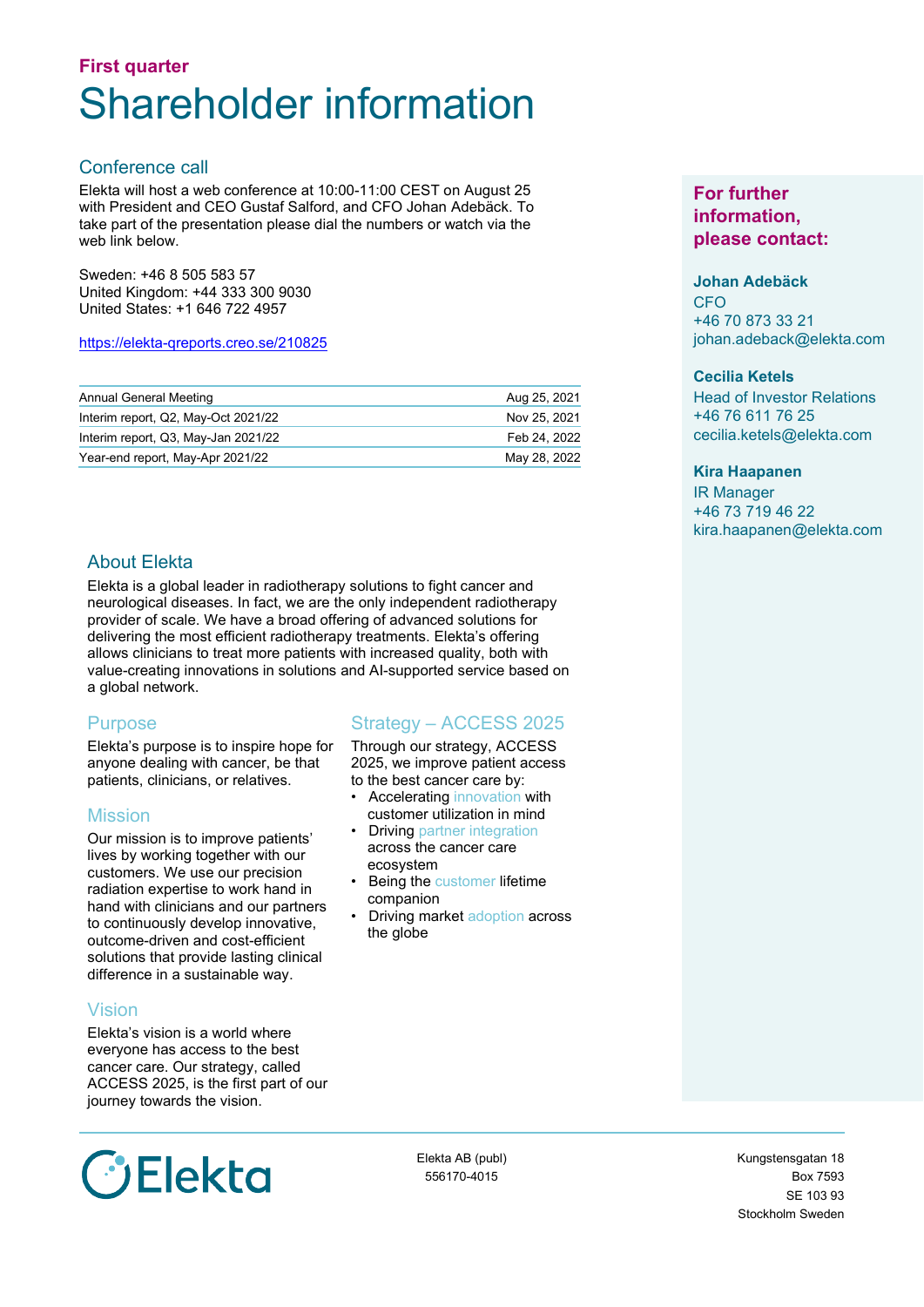## First quarter

# Shareholder information

## Conference call

Elekta will host a web conference at 10:00-11:00 CEST on August 25 with President and CEO Gustaf Salford, and CFO Johan Adebäck. To take part of the presentation please dial the numbers or watch via the web link below.

Sweden: +46 8 505 583 57
United Kingdom: +44 333 300 9030
United States: +1 646 722 4957

https://elekta-qreports.creo.se/210825

| | |
|---|---|
| Annual General Meeting | Aug 25, 2021 |
| Interim report, Q2, May-Oct 2021/22 | Nov 25, 2021 |
| Interim report, Q3, May-Jan 2021/22 | Feb 24, 2022 |
| Year-end report, May-Apr 2021/22 | May 28, 2022 |

## For further information, please contact:

**Johan Adebäck**
CFO
+46 70 873 33 21
johan.adeback@elekta.com

**Cecilia Ketels**
Head of Investor Relations
+46 76 611 76 25
cecilia.ketels@elekta.com

**Kira Haapanen**
IR Manager
+46 73 719 46 22
kira.haapanen@elekta.com

## About Elekta

Elekta is a global leader in radiotherapy solutions to fight cancer and neurological diseases. In fact, we are the only independent radiotherapy provider of scale. We have a broad offering of advanced solutions for delivering the most efficient radiotherapy treatments. Elekta's offering allows clinicians to treat more patients with increased quality, both with value-creating innovations in solutions and AI-supported service based on a global network.

### Purpose

Elekta's purpose is to inspire hope for anyone dealing with cancer, be that patients, clinicians, or relatives.

### Mission

Our mission is to improve patients' lives by working together with our customers. We use our precision radiation expertise to work hand in hand with clinicians and our partners to continuously develop innovative, outcome-driven and cost-efficient solutions that provide lasting clinical difference in a sustainable way.

### Vision

Elekta's vision is a world where everyone has access to the best cancer care. Our strategy, called ACCESS 2025, is the first part of our journey towards the vision.

### Strategy – ACCESS 2025

Through our strategy, ACCESS 2025, we improve patient access to the best cancer care by:

- Accelerating innovation with customer utilization in mind
- Driving partner integration across the cancer care ecosystem
- Being the customer lifetime companion
- Driving market adoption across the globe

Elekta AB (publ)
556170-4015

Kungstensgatan 18
Box 7593
SE 103 93
Stockholm Sweden